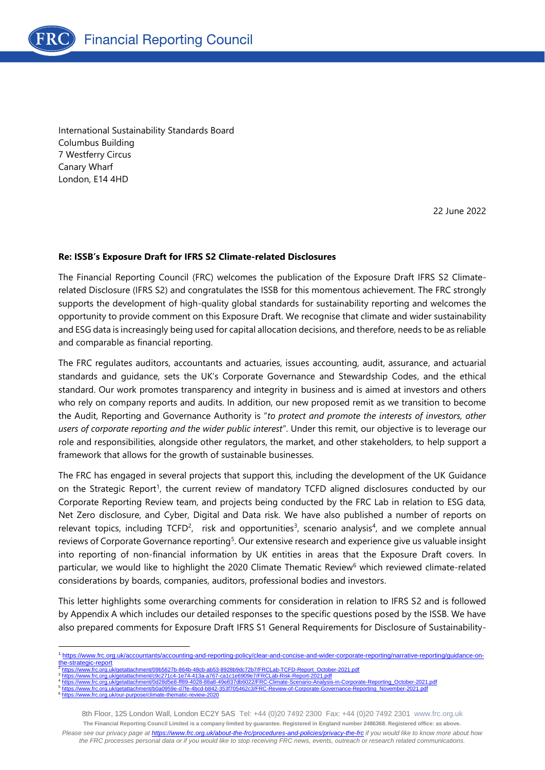International Sustainability Standards Board
Columbus Building
7 Westferry Circus
Canary Wharf
London, E14 4HD

22 June 2022

**Re: ISSB's Exposure Draft for IFRS S2 Climate-related Disclosures**

The Financial Reporting Council (FRC) welcomes the publication of the Exposure Draft IFRS S2 Climate-related Disclosure (IFRS S2) and congratulates the ISSB for this momentous achievement. The FRC strongly supports the development of high-quality global standards for sustainability reporting and welcomes the opportunity to provide comment on this Exposure Draft. We recognise that climate and wider sustainability and ESG data is increasingly being used for capital allocation decisions, and therefore, needs to be as reliable and comparable as financial reporting.

The FRC regulates auditors, accountants and actuaries, issues accounting, audit, assurance, and actuarial standards and guidance, sets the UK's Corporate Governance and Stewardship Codes, and the ethical standard. Our work promotes transparency and integrity in business and is aimed at investors and others who rely on company reports and audits. In addition, our new proposed remit as we transition to become the Audit, Reporting and Governance Authority is "*to protect and promote the interests of investors, other users of corporate reporting and the wider public interest*". Under this remit, our objective is to leverage our role and responsibilities, alongside other regulators, the market, and other stakeholders, to help support a framework that allows for the growth of sustainable businesses.

The FRC has engaged in several projects that support this, including the development of the UK Guidance on the Strategic Report[1], the current review of mandatory TCFD aligned disclosures conducted by our Corporate Reporting Review team, and projects being conducted by the FRC Lab in relation to ESG data, Net Zero disclosure, and Cyber, Digital and Data risk. We have also published a number of reports on relevant topics, including TCFD[2], risk and opportunities[3], scenario analysis[4], and we complete annual reviews of Corporate Governance reporting[5]. Our extensive research and experience give us valuable insight into reporting of non-financial information by UK entities in areas that the Exposure Draft covers. In particular, we would like to highlight the 2020 Climate Thematic Review[6] which reviewed climate-related considerations by boards, companies, auditors, professional bodies and investors.

This letter highlights some overarching comments for consideration in relation to IFRS S2 and is followed by Appendix A which includes our detailed responses to the specific questions posed by the ISSB. We have also prepared comments for Exposure Draft IFRS S1 General Requirements for Disclosure of Sustainability-

---

[1] https://www.frc.org.uk/accountants/accounting-and-reporting-policy/clear-and-concise-and-wider-corporate-reporting/narrative-reporting/guidance-on-the-strategic-report

[2] https://www.frc.org.uk/getattachment/09b5627b-864b-48cb-ab53-8928b9dc72b7/FRCLab-TCFD-Report_October-2021.pdf

[3] https://www.frc.org.uk/getattachment/c9c271c4-1e74-413a-a767-ca1c1e6909e7/FRCLab-Risk-Report-2021.pdf

[4] https://www.frc.org.uk/getattachment/0d28d5e8-ff89-4028-88a8-49e837db6022/FRC-Climate-Scenario-Analysis-in-Corporate-Reporting_October-2021.pdf

[5] https://www.frc.org.uk/getattachment/b0a0959e-d7fe-4bcd-b842-353f705462c3/FRC-Review-of-Corporate-Governance-Reporting_November-2021.pdf

[6] https://www.frc.org.uk/our-purpose/climate-thematic-review-2020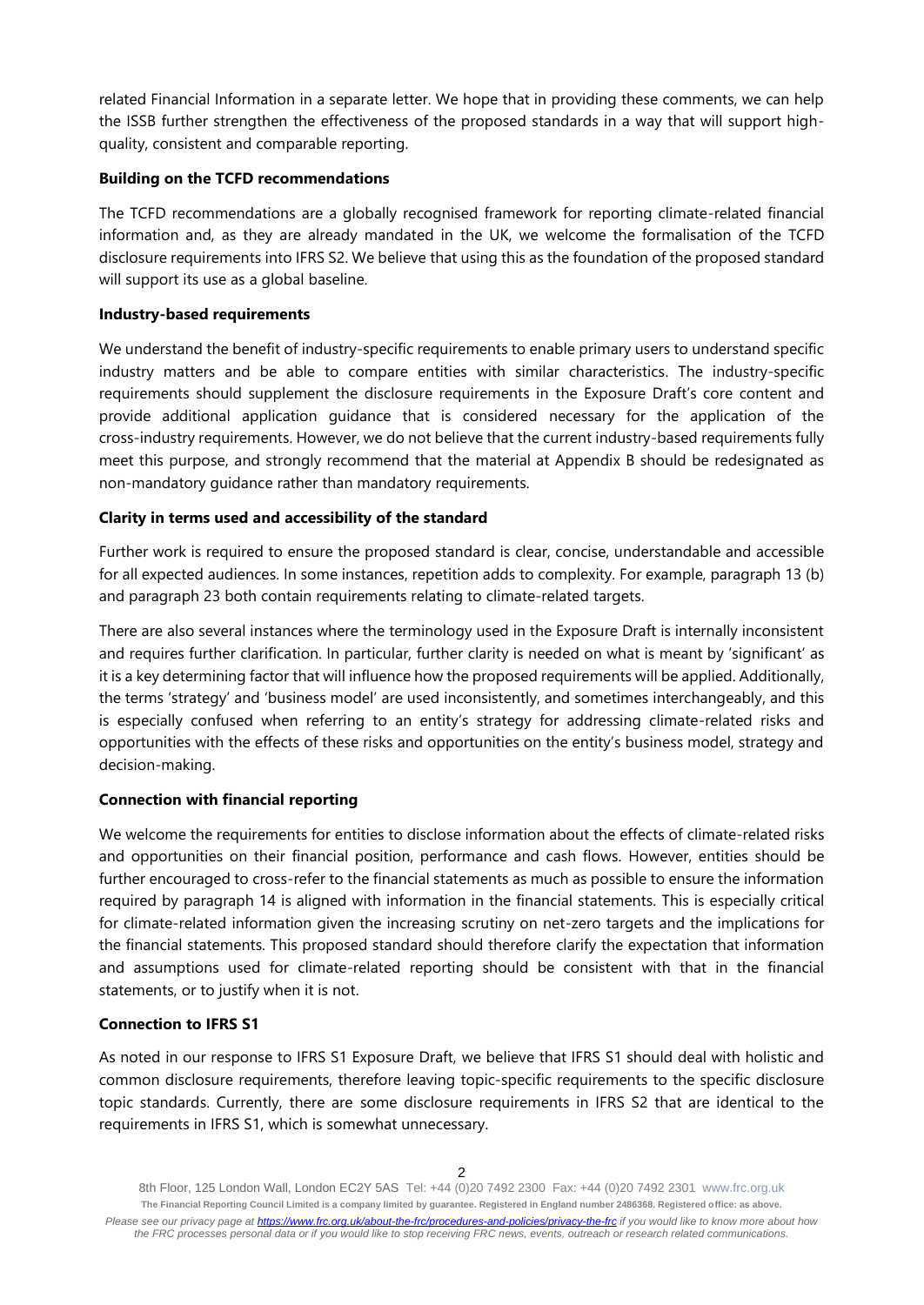related Financial Information in a separate letter. We hope that in providing these comments, we can help the ISSB further strengthen the effectiveness of the proposed standards in a way that will support high-quality, consistent and comparable reporting.

**Building on the TCFD recommendations**

The TCFD recommendations are a globally recognised framework for reporting climate-related financial information and, as they are already mandated in the UK, we welcome the formalisation of the TCFD disclosure requirements into IFRS S2. We believe that using this as the foundation of the proposed standard will support its use as a global baseline.

**Industry-based requirements**

We understand the benefit of industry-specific requirements to enable primary users to understand specific industry matters and be able to compare entities with similar characteristics. The industry-specific requirements should supplement the disclosure requirements in the Exposure Draft's core content and provide additional application guidance that is considered necessary for the application of the cross-industry requirements. However, we do not believe that the current industry-based requirements fully meet this purpose, and strongly recommend that the material at Appendix B should be redesignated as non-mandatory guidance rather than mandatory requirements.

**Clarity in terms used and accessibility of the standard**

Further work is required to ensure the proposed standard is clear, concise, understandable and accessible for all expected audiences. In some instances, repetition adds to complexity. For example, paragraph 13 (b) and paragraph 23 both contain requirements relating to climate-related targets.

There are also several instances where the terminology used in the Exposure Draft is internally inconsistent and requires further clarification. In particular, further clarity is needed on what is meant by 'significant' as it is a key determining factor that will influence how the proposed requirements will be applied. Additionally, the terms 'strategy' and 'business model' are used inconsistently, and sometimes interchangeably, and this is especially confused when referring to an entity's strategy for addressing climate-related risks and opportunities with the effects of these risks and opportunities on the entity's business model, strategy and decision-making.

**Connection with financial reporting**

We welcome the requirements for entities to disclose information about the effects of climate-related risks and opportunities on their financial position, performance and cash flows. However, entities should be further encouraged to cross-refer to the financial statements as much as possible to ensure the information required by paragraph 14 is aligned with information in the financial statements. This is especially critical for climate-related information given the increasing scrutiny on net-zero targets and the implications for the financial statements. This proposed standard should therefore clarify the expectation that information and assumptions used for climate-related reporting should be consistent with that in the financial statements, or to justify when it is not.

**Connection to IFRS S1**

As noted in our response to IFRS S1 Exposure Draft, we believe that IFRS S1 should deal with holistic and common disclosure requirements, therefore leaving topic-specific requirements to the specific disclosure topic standards. Currently, there are some disclosure requirements in IFRS S2 that are identical to the requirements in IFRS S1, which is somewhat unnecessary.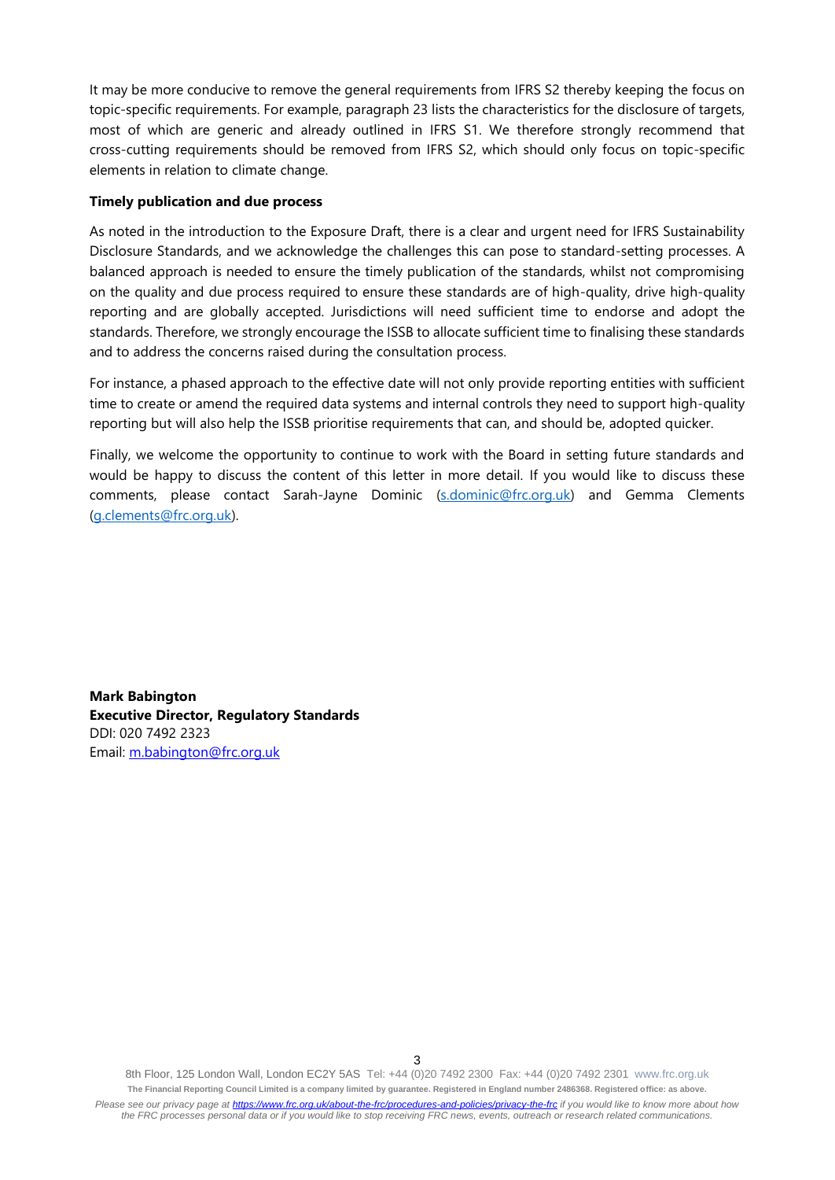It may be more conducive to remove the general requirements from IFRS S2 thereby keeping the focus on topic-specific requirements. For example, paragraph 23 lists the characteristics for the disclosure of targets, most of which are generic and already outlined in IFRS S1. We therefore strongly recommend that cross-cutting requirements should be removed from IFRS S2, which should only focus on topic-specific elements in relation to climate change.

**Timely publication and due process**

As noted in the introduction to the Exposure Draft, there is a clear and urgent need for IFRS Sustainability Disclosure Standards, and we acknowledge the challenges this can pose to standard-setting processes. A balanced approach is needed to ensure the timely publication of the standards, whilst not compromising on the quality and due process required to ensure these standards are of high-quality, drive high-quality reporting and are globally accepted. Jurisdictions will need sufficient time to endorse and adopt the standards. Therefore, we strongly encourage the ISSB to allocate sufficient time to finalising these standards and to address the concerns raised during the consultation process.

For instance, a phased approach to the effective date will not only provide reporting entities with sufficient time to create or amend the required data systems and internal controls they need to support high-quality reporting but will also help the ISSB prioritise requirements that can, and should be, adopted quicker.

Finally, we welcome the opportunity to continue to work with the Board in setting future standards and would be happy to discuss the content of this letter in more detail. If you would like to discuss these comments, please contact Sarah-Jayne Dominic (s.dominic@frc.org.uk) and Gemma Clements (g.clements@frc.org.uk).

**Mark Babington**
**Executive Director, Regulatory Standards**
DDI: 020 7492 2323
Email: m.babington@frc.org.uk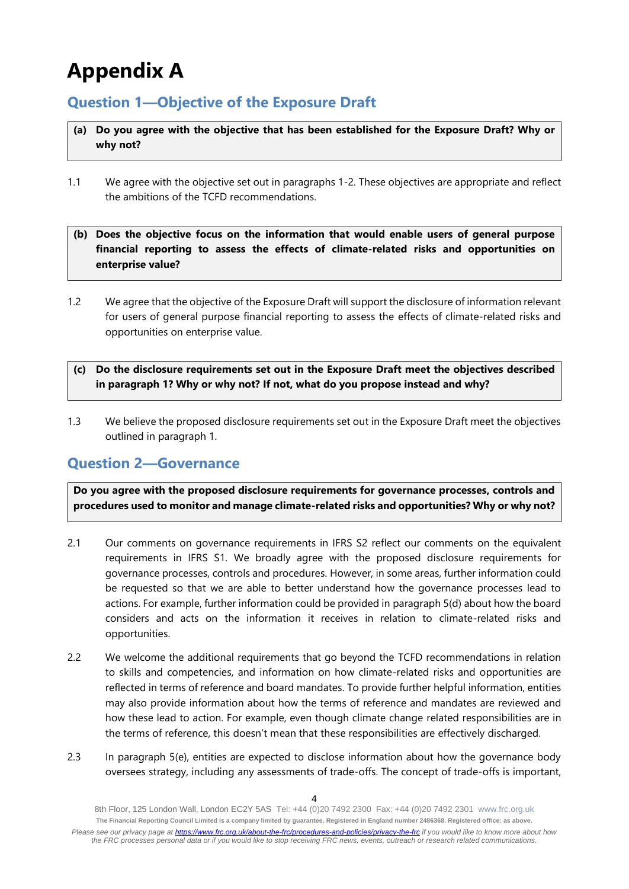# Appendix A

## Question 1—Objective of the Exposure Draft

**(a) Do you agree with the objective that has been established for the Exposure Draft? Why or why not?**

1.1 We agree with the objective set out in paragraphs 1-2. These objectives are appropriate and reflect the ambitions of the TCFD recommendations.

**(b) Does the objective focus on the information that would enable users of general purpose financial reporting to assess the effects of climate-related risks and opportunities on enterprise value?**

1.2 We agree that the objective of the Exposure Draft will support the disclosure of information relevant for users of general purpose financial reporting to assess the effects of climate-related risks and opportunities on enterprise value.

**(c) Do the disclosure requirements set out in the Exposure Draft meet the objectives described in paragraph 1? Why or why not? If not, what do you propose instead and why?**

1.3 We believe the proposed disclosure requirements set out in the Exposure Draft meet the objectives outlined in paragraph 1.

## Question 2—Governance

**Do you agree with the proposed disclosure requirements for governance processes, controls and procedures used to monitor and manage climate-related risks and opportunities? Why or why not?**

2.1 Our comments on governance requirements in IFRS S2 reflect our comments on the equivalent requirements in IFRS S1. We broadly agree with the proposed disclosure requirements for governance processes, controls and procedures. However, in some areas, further information could be requested so that we are able to better understand how the governance processes lead to actions. For example, further information could be provided in paragraph 5(d) about how the board considers and acts on the information it receives in relation to climate-related risks and opportunities.

2.2 We welcome the additional requirements that go beyond the TCFD recommendations in relation to skills and competencies, and information on how climate-related risks and opportunities are reflected in terms of reference and board mandates. To provide further helpful information, entities may also provide information about how the terms of reference and mandates are reviewed and how these lead to action. For example, even though climate change related responsibilities are in the terms of reference, this doesn't mean that these responsibilities are effectively discharged.

2.3 In paragraph 5(e), entities are expected to disclose information about how the governance body oversees strategy, including any assessments of trade-offs. The concept of trade-offs is important,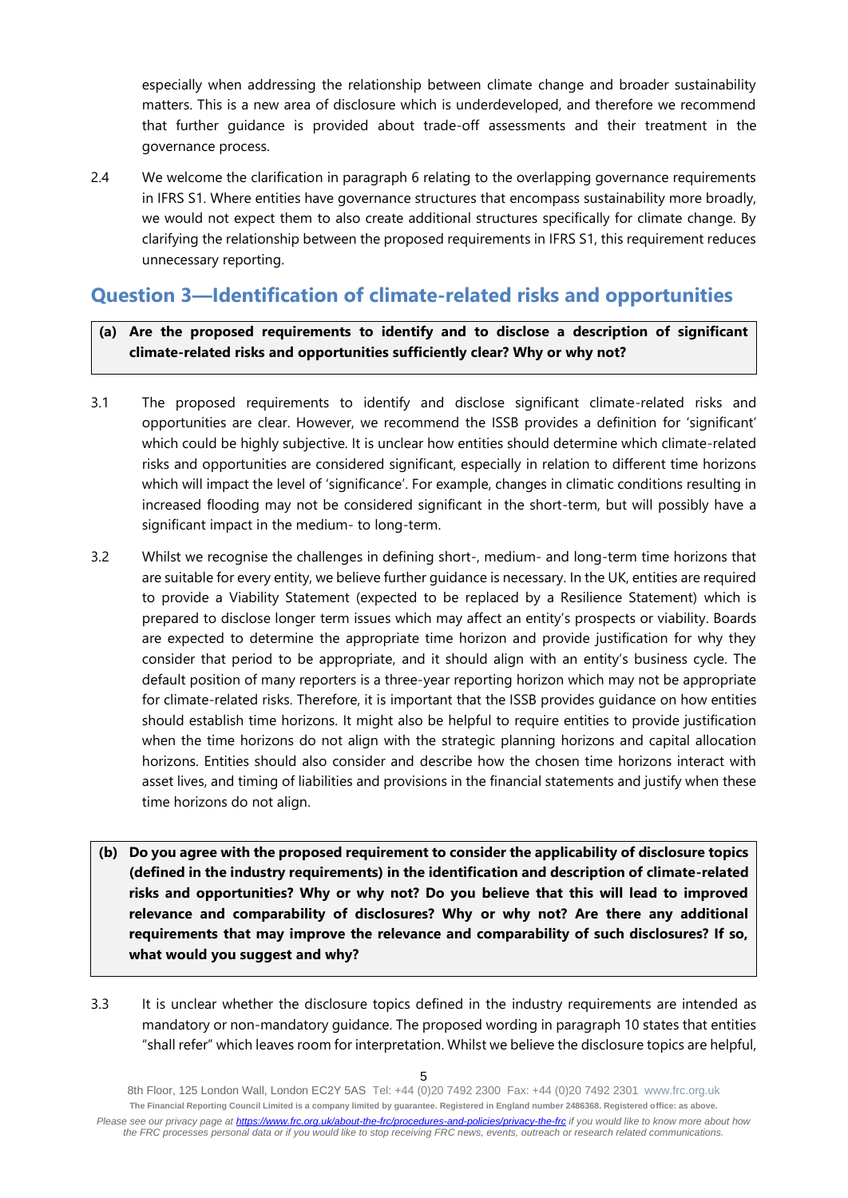especially when addressing the relationship between climate change and broader sustainability matters. This is a new area of disclosure which is underdeveloped, and therefore we recommend that further guidance is provided about trade-off assessments and their treatment in the governance process.

2.4 We welcome the clarification in paragraph 6 relating to the overlapping governance requirements in IFRS S1. Where entities have governance structures that encompass sustainability more broadly, we would not expect them to also create additional structures specifically for climate change. By clarifying the relationship between the proposed requirements in IFRS S1, this requirement reduces unnecessary reporting.

## Question 3—Identification of climate-related risks and opportunities

**(a) Are the proposed requirements to identify and to disclose a description of significant climate-related risks and opportunities sufficiently clear? Why or why not?**

3.1 The proposed requirements to identify and disclose significant climate-related risks and opportunities are clear. However, we recommend the ISSB provides a definition for 'significant' which could be highly subjective. It is unclear how entities should determine which climate-related risks and opportunities are considered significant, especially in relation to different time horizons which will impact the level of 'significance'. For example, changes in climatic conditions resulting in increased flooding may not be considered significant in the short-term, but will possibly have a significant impact in the medium- to long-term.

3.2 Whilst we recognise the challenges in defining short-, medium- and long-term time horizons that are suitable for every entity, we believe further guidance is necessary. In the UK, entities are required to provide a Viability Statement (expected to be replaced by a Resilience Statement) which is prepared to disclose longer term issues which may affect an entity's prospects or viability. Boards are expected to determine the appropriate time horizon and provide justification for why they consider that period to be appropriate, and it should align with an entity's business cycle. The default position of many reporters is a three-year reporting horizon which may not be appropriate for climate-related risks. Therefore, it is important that the ISSB provides guidance on how entities should establish time horizons. It might also be helpful to require entities to provide justification when the time horizons do not align with the strategic planning horizons and capital allocation horizons. Entities should also consider and describe how the chosen time horizons interact with asset lives, and timing of liabilities and provisions in the financial statements and justify when these time horizons do not align.

**(b) Do you agree with the proposed requirement to consider the applicability of disclosure topics (defined in the industry requirements) in the identification and description of climate-related risks and opportunities? Why or why not? Do you believe that this will lead to improved relevance and comparability of disclosures? Why or why not? Are there any additional requirements that may improve the relevance and comparability of such disclosures? If so, what would you suggest and why?**

3.3 It is unclear whether the disclosure topics defined in the industry requirements are intended as mandatory or non-mandatory guidance. The proposed wording in paragraph 10 states that entities "shall refer" which leaves room for interpretation. Whilst we believe the disclosure topics are helpful,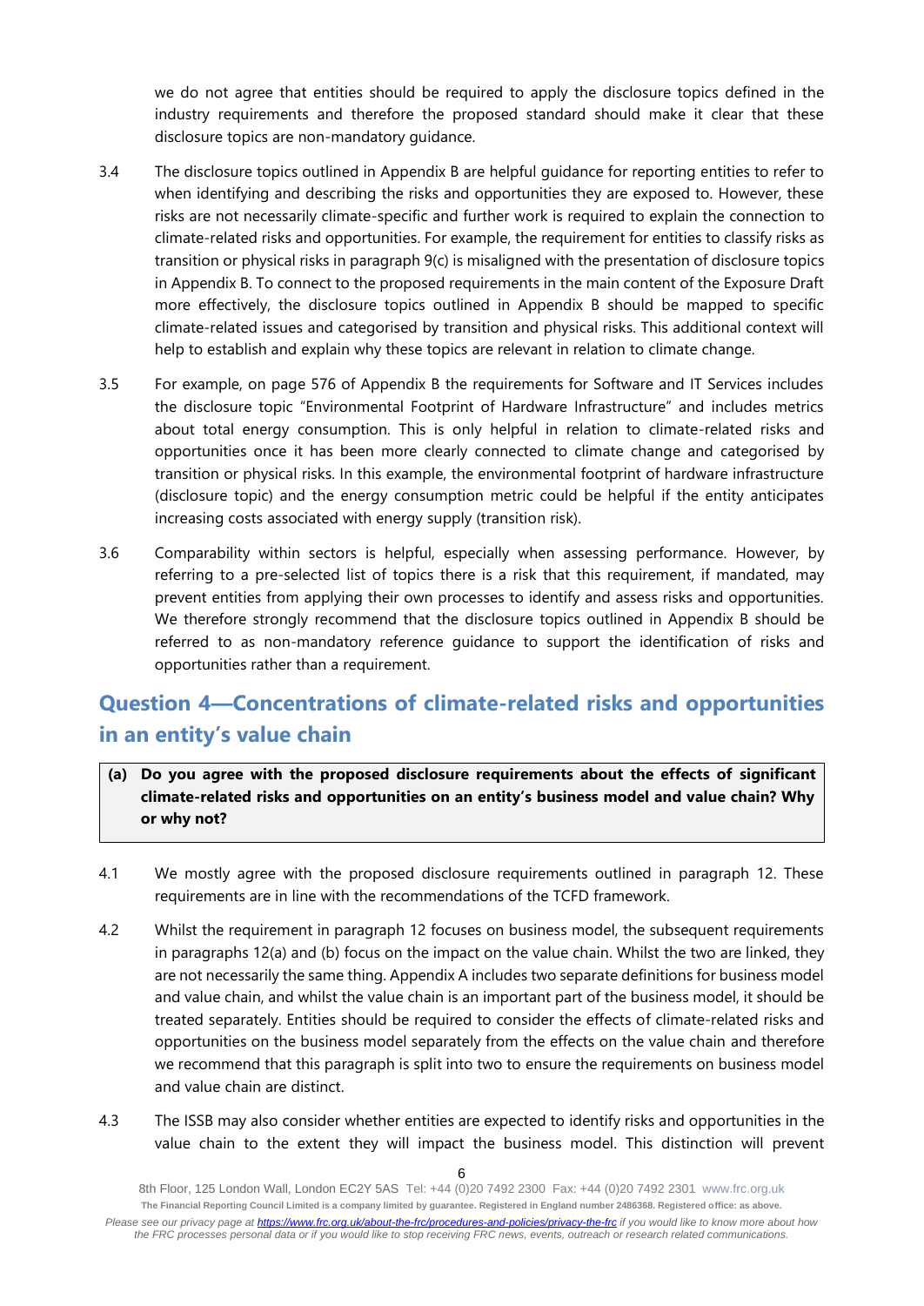we do not agree that entities should be required to apply the disclosure topics defined in the industry requirements and therefore the proposed standard should make it clear that these disclosure topics are non-mandatory guidance.

3.4 The disclosure topics outlined in Appendix B are helpful guidance for reporting entities to refer to when identifying and describing the risks and opportunities they are exposed to. However, these risks are not necessarily climate-specific and further work is required to explain the connection to climate-related risks and opportunities. For example, the requirement for entities to classify risks as transition or physical risks in paragraph 9(c) is misaligned with the presentation of disclosure topics in Appendix B. To connect to the proposed requirements in the main content of the Exposure Draft more effectively, the disclosure topics outlined in Appendix B should be mapped to specific climate-related issues and categorised by transition and physical risks. This additional context will help to establish and explain why these topics are relevant in relation to climate change.

3.5 For example, on page 576 of Appendix B the requirements for Software and IT Services includes the disclosure topic "Environmental Footprint of Hardware Infrastructure" and includes metrics about total energy consumption. This is only helpful in relation to climate-related risks and opportunities once it has been more clearly connected to climate change and categorised by transition or physical risks. In this example, the environmental footprint of hardware infrastructure (disclosure topic) and the energy consumption metric could be helpful if the entity anticipates increasing costs associated with energy supply (transition risk).

3.6 Comparability within sectors is helpful, especially when assessing performance. However, by referring to a pre-selected list of topics there is a risk that this requirement, if mandated, may prevent entities from applying their own processes to identify and assess risks and opportunities. We therefore strongly recommend that the disclosure topics outlined in Appendix B should be referred to as non-mandatory reference guidance to support the identification of risks and opportunities rather than a requirement.

## Question 4—Concentrations of climate-related risks and opportunities in an entity's value chain

**(a) Do you agree with the proposed disclosure requirements about the effects of significant climate-related risks and opportunities on an entity's business model and value chain? Why or why not?**

4.1 We mostly agree with the proposed disclosure requirements outlined in paragraph 12. These requirements are in line with the recommendations of the TCFD framework.

4.2 Whilst the requirement in paragraph 12 focuses on business model, the subsequent requirements in paragraphs 12(a) and (b) focus on the impact on the value chain. Whilst the two are linked, they are not necessarily the same thing. Appendix A includes two separate definitions for business model and value chain, and whilst the value chain is an important part of the business model, it should be treated separately. Entities should be required to consider the effects of climate-related risks and opportunities on the business model separately from the effects on the value chain and therefore we recommend that this paragraph is split into two to ensure the requirements on business model and value chain are distinct.

4.3 The ISSB may also consider whether entities are expected to identify risks and opportunities in the value chain to the extent they will impact the business model. This distinction will prevent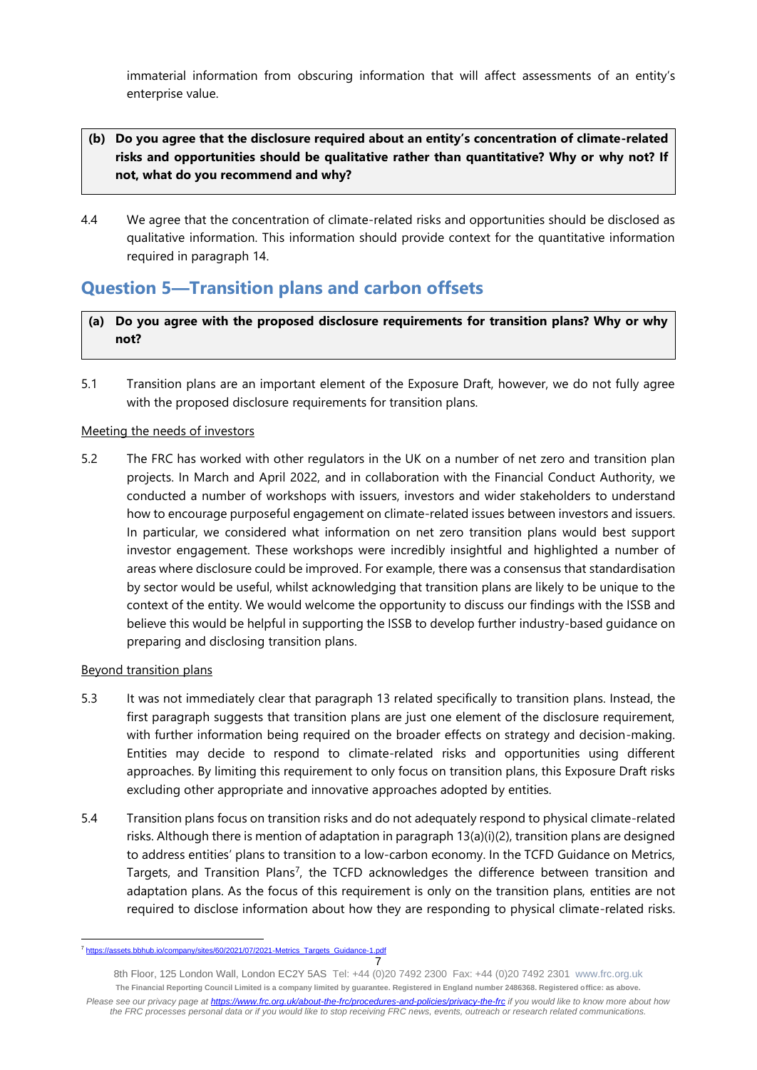immaterial information from obscuring information that will affect assessments of an entity's enterprise value.

**(b) Do you agree that the disclosure required about an entity's concentration of climate-related risks and opportunities should be qualitative rather than quantitative? Why or why not? If not, what do you recommend and why?**

4.4 We agree that the concentration of climate-related risks and opportunities should be disclosed as qualitative information. This information should provide context for the quantitative information required in paragraph 14.

## Question 5—Transition plans and carbon offsets

**(a) Do you agree with the proposed disclosure requirements for transition plans? Why or why not?**

5.1 Transition plans are an important element of the Exposure Draft, however, we do not fully agree with the proposed disclosure requirements for transition plans.

Meeting the needs of investors

5.2 The FRC has worked with other regulators in the UK on a number of net zero and transition plan projects. In March and April 2022, and in collaboration with the Financial Conduct Authority, we conducted a number of workshops with issuers, investors and wider stakeholders to understand how to encourage purposeful engagement on climate-related issues between investors and issuers. In particular, we considered what information on net zero transition plans would best support investor engagement. These workshops were incredibly insightful and highlighted a number of areas where disclosure could be improved. For example, there was a consensus that standardisation by sector would be useful, whilst acknowledging that transition plans are likely to be unique to the context of the entity. We would welcome the opportunity to discuss our findings with the ISSB and believe this would be helpful in supporting the ISSB to develop further industry-based guidance on preparing and disclosing transition plans.

Beyond transition plans

5.3 It was not immediately clear that paragraph 13 related specifically to transition plans. Instead, the first paragraph suggests that transition plans are just one element of the disclosure requirement, with further information being required on the broader effects on strategy and decision-making. Entities may decide to respond to climate-related risks and opportunities using different approaches. By limiting this requirement to only focus on transition plans, this Exposure Draft risks excluding other appropriate and innovative approaches adopted by entities.

5.4 Transition plans focus on transition risks and do not adequately respond to physical climate-related risks. Although there is mention of adaptation in paragraph 13(a)(i)(2), transition plans are designed to address entities' plans to transition to a low-carbon economy. In the TCFD Guidance on Metrics, Targets, and Transition Plans[7], the TCFD acknowledges the difference between transition and adaptation plans. As the focus of this requirement is only on the transition plans, entities are not required to disclose information about how they are responding to physical climate-related risks.

[7] https://assets.bbhub.io/company/sites/60/2021/07/2021-Metrics_Targets_Guidance-1.pdf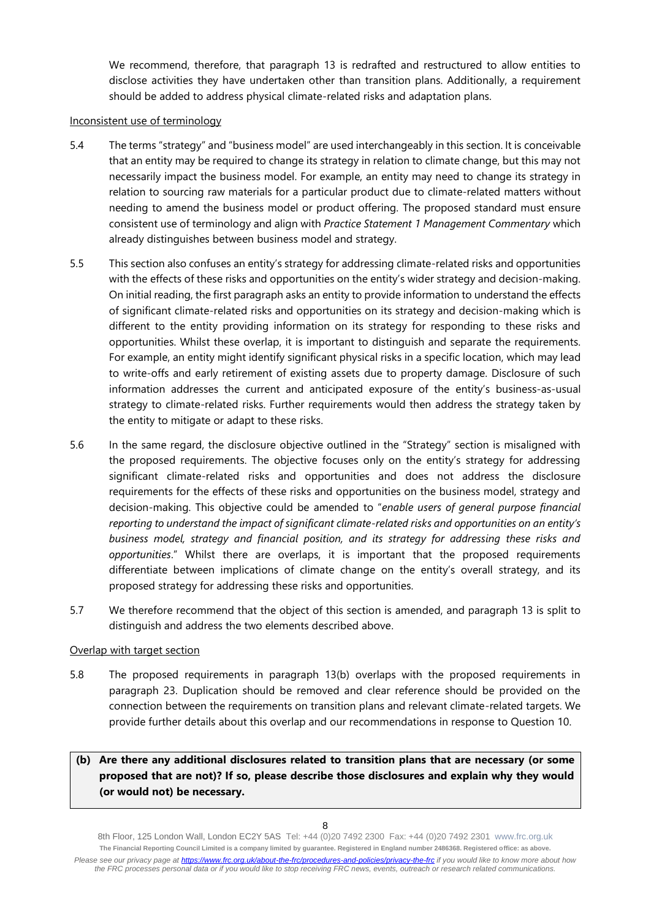We recommend, therefore, that paragraph 13 is redrafted and restructured to allow entities to disclose activities they have undertaken other than transition plans. Additionally, a requirement should be added to address physical climate-related risks and adaptation plans.

Inconsistent use of terminology

5.4 The terms "strategy" and "business model" are used interchangeably in this section. It is conceivable that an entity may be required to change its strategy in relation to climate change, but this may not necessarily impact the business model. For example, an entity may need to change its strategy in relation to sourcing raw materials for a particular product due to climate-related matters without needing to amend the business model or product offering. The proposed standard must ensure consistent use of terminology and align with *Practice Statement 1 Management Commentary* which already distinguishes between business model and strategy.

5.5 This section also confuses an entity's strategy for addressing climate-related risks and opportunities with the effects of these risks and opportunities on the entity's wider strategy and decision-making. On initial reading, the first paragraph asks an entity to provide information to understand the effects of significant climate-related risks and opportunities on its strategy and decision-making which is different to the entity providing information on its strategy for responding to these risks and opportunities. Whilst these overlap, it is important to distinguish and separate the requirements. For example, an entity might identify significant physical risks in a specific location, which may lead to write-offs and early retirement of existing assets due to property damage. Disclosure of such information addresses the current and anticipated exposure of the entity's business-as-usual strategy to climate-related risks. Further requirements would then address the strategy taken by the entity to mitigate or adapt to these risks.

5.6 In the same regard, the disclosure objective outlined in the "Strategy" section is misaligned with the proposed requirements. The objective focuses only on the entity's strategy for addressing significant climate-related risks and opportunities and does not address the disclosure requirements for the effects of these risks and opportunities on the business model, strategy and decision-making. This objective could be amended to "*enable users of general purpose financial reporting to understand the impact of significant climate-related risks and opportunities on an entity's business model, strategy and financial position, and its strategy for addressing these risks and opportunities*." Whilst there are overlaps, it is important that the proposed requirements differentiate between implications of climate change on the entity's overall strategy, and its proposed strategy for addressing these risks and opportunities.

5.7 We therefore recommend that the object of this section is amended, and paragraph 13 is split to distinguish and address the two elements described above.

Overlap with target section

5.8 The proposed requirements in paragraph 13(b) overlaps with the proposed requirements in paragraph 23. Duplication should be removed and clear reference should be provided on the connection between the requirements on transition plans and relevant climate-related targets. We provide further details about this overlap and our recommendations in response to Question 10.

**(b) Are there any additional disclosures related to transition plans that are necessary (or some proposed that are not)? If so, please describe those disclosures and explain why they would (or would not) be necessary.**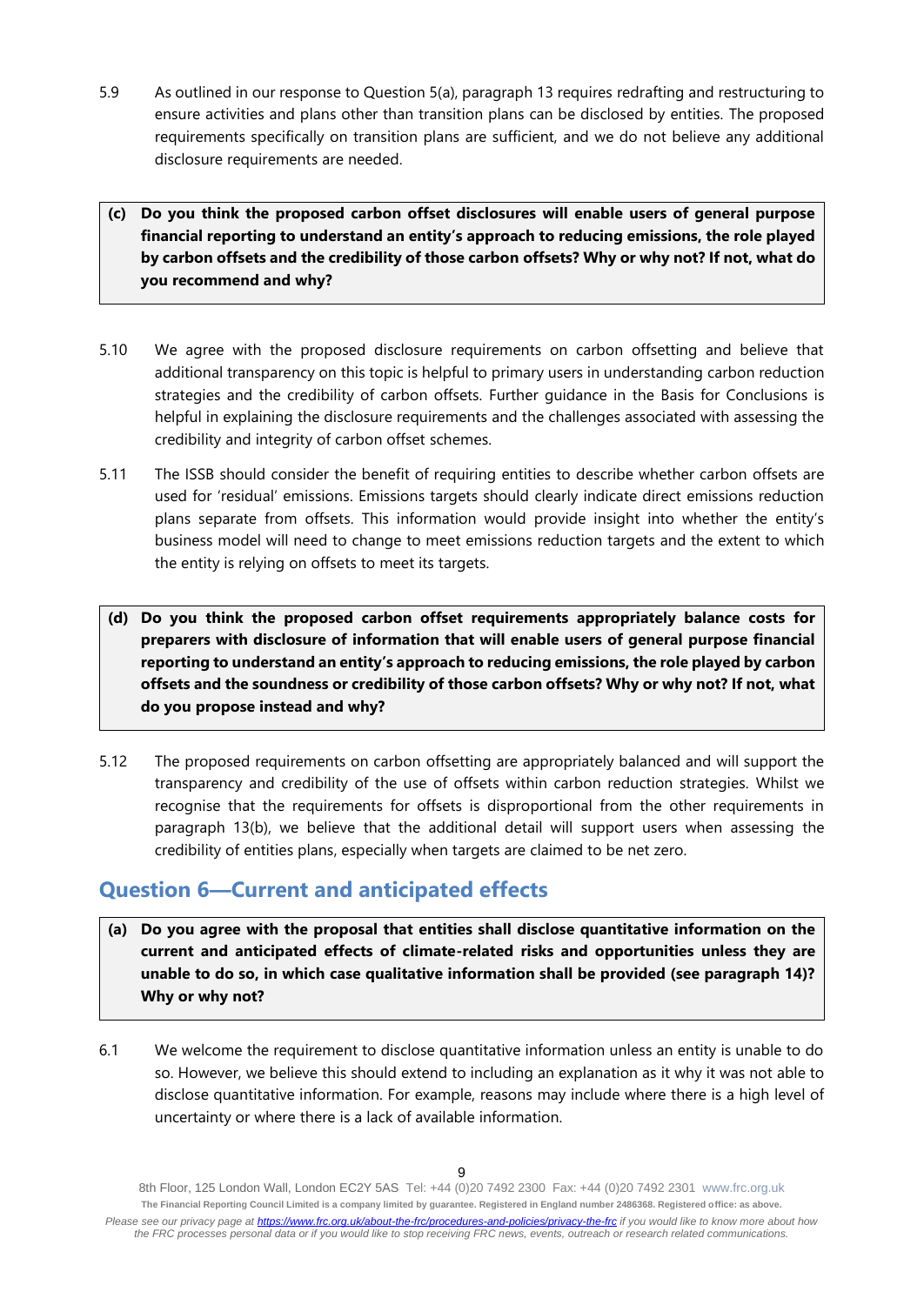5.9 As outlined in our response to Question 5(a), paragraph 13 requires redrafting and restructuring to ensure activities and plans other than transition plans can be disclosed by entities. The proposed requirements specifically on transition plans are sufficient, and we do not believe any additional disclosure requirements are needed.

**(c) Do you think the proposed carbon offset disclosures will enable users of general purpose financial reporting to understand an entity's approach to reducing emissions, the role played by carbon offsets and the credibility of those carbon offsets? Why or why not? If not, what do you recommend and why?**

5.10 We agree with the proposed disclosure requirements on carbon offsetting and believe that additional transparency on this topic is helpful to primary users in understanding carbon reduction strategies and the credibility of carbon offsets. Further guidance in the Basis for Conclusions is helpful in explaining the disclosure requirements and the challenges associated with assessing the credibility and integrity of carbon offset schemes.

5.11 The ISSB should consider the benefit of requiring entities to describe whether carbon offsets are used for 'residual' emissions. Emissions targets should clearly indicate direct emissions reduction plans separate from offsets. This information would provide insight into whether the entity's business model will need to change to meet emissions reduction targets and the extent to which the entity is relying on offsets to meet its targets.

**(d) Do you think the proposed carbon offset requirements appropriately balance costs for preparers with disclosure of information that will enable users of general purpose financial reporting to understand an entity's approach to reducing emissions, the role played by carbon offsets and the soundness or credibility of those carbon offsets? Why or why not? If not, what do you propose instead and why?**

5.12 The proposed requirements on carbon offsetting are appropriately balanced and will support the transparency and credibility of the use of offsets within carbon reduction strategies. Whilst we recognise that the requirements for offsets is disproportional from the other requirements in paragraph 13(b), we believe that the additional detail will support users when assessing the credibility of entities plans, especially when targets are claimed to be net zero.

## Question 6—Current and anticipated effects

**(a) Do you agree with the proposal that entities shall disclose quantitative information on the current and anticipated effects of climate-related risks and opportunities unless they are unable to do so, in which case qualitative information shall be provided (see paragraph 14)? Why or why not?**

6.1 We welcome the requirement to disclose quantitative information unless an entity is unable to do so. However, we believe this should extend to including an explanation as it why it was not able to disclose quantitative information. For example, reasons may include where there is a high level of uncertainty or where there is a lack of available information.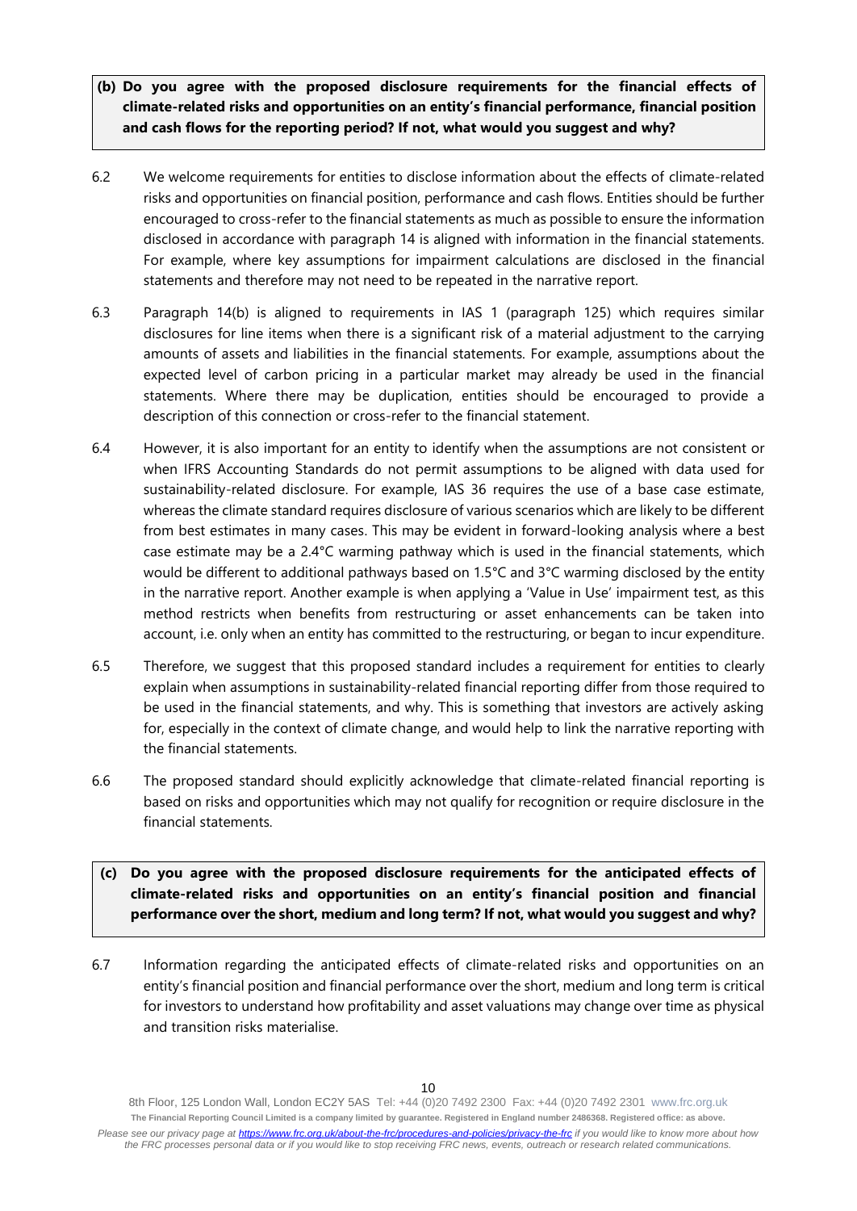**(b) Do you agree with the proposed disclosure requirements for the financial effects of climate-related risks and opportunities on an entity's financial performance, financial position and cash flows for the reporting period? If not, what would you suggest and why?**

6.2 We welcome requirements for entities to disclose information about the effects of climate-related risks and opportunities on financial position, performance and cash flows. Entities should be further encouraged to cross-refer to the financial statements as much as possible to ensure the information disclosed in accordance with paragraph 14 is aligned with information in the financial statements. For example, where key assumptions for impairment calculations are disclosed in the financial statements and therefore may not need to be repeated in the narrative report.

6.3 Paragraph 14(b) is aligned to requirements in IAS 1 (paragraph 125) which requires similar disclosures for line items when there is a significant risk of a material adjustment to the carrying amounts of assets and liabilities in the financial statements. For example, assumptions about the expected level of carbon pricing in a particular market may already be used in the financial statements. Where there may be duplication, entities should be encouraged to provide a description of this connection or cross-refer to the financial statement.

6.4 However, it is also important for an entity to identify when the assumptions are not consistent or when IFRS Accounting Standards do not permit assumptions to be aligned with data used for sustainability-related disclosure. For example, IAS 36 requires the use of a base case estimate, whereas the climate standard requires disclosure of various scenarios which are likely to be different from best estimates in many cases. This may be evident in forward-looking analysis where a best case estimate may be a 2.4°C warming pathway which is used in the financial statements, which would be different to additional pathways based on 1.5°C and 3°C warming disclosed by the entity in the narrative report. Another example is when applying a 'Value in Use' impairment test, as this method restricts when benefits from restructuring or asset enhancements can be taken into account, i.e. only when an entity has committed to the restructuring, or began to incur expenditure.

6.5 Therefore, we suggest that this proposed standard includes a requirement for entities to clearly explain when assumptions in sustainability-related financial reporting differ from those required to be used in the financial statements, and why. This is something that investors are actively asking for, especially in the context of climate change, and would help to link the narrative reporting with the financial statements.

6.6 The proposed standard should explicitly acknowledge that climate-related financial reporting is based on risks and opportunities which may not qualify for recognition or require disclosure in the financial statements.

**(c) Do you agree with the proposed disclosure requirements for the anticipated effects of climate-related risks and opportunities on an entity's financial position and financial performance over the short, medium and long term? If not, what would you suggest and why?**

6.7 Information regarding the anticipated effects of climate-related risks and opportunities on an entity's financial position and financial performance over the short, medium and long term is critical for investors to understand how profitability and asset valuations may change over time as physical and transition risks materialise.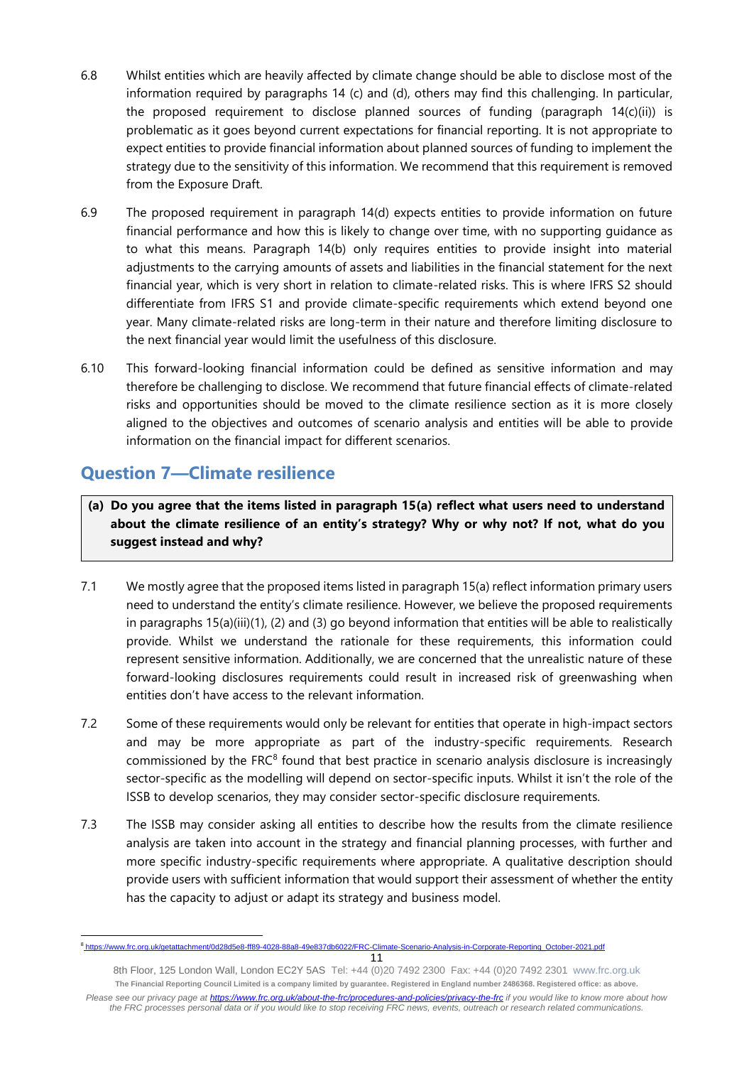6.8 Whilst entities which are heavily affected by climate change should be able to disclose most of the information required by paragraphs 14 (c) and (d), others may find this challenging. In particular, the proposed requirement to disclose planned sources of funding (paragraph 14(c)(ii)) is problematic as it goes beyond current expectations for financial reporting. It is not appropriate to expect entities to provide financial information about planned sources of funding to implement the strategy due to the sensitivity of this information. We recommend that this requirement is removed from the Exposure Draft.

6.9 The proposed requirement in paragraph 14(d) expects entities to provide information on future financial performance and how this is likely to change over time, with no supporting guidance as to what this means. Paragraph 14(b) only requires entities to provide insight into material adjustments to the carrying amounts of assets and liabilities in the financial statement for the next financial year, which is very short in relation to climate-related risks. This is where IFRS S2 should differentiate from IFRS S1 and provide climate-specific requirements which extend beyond one year. Many climate-related risks are long-term in their nature and therefore limiting disclosure to the next financial year would limit the usefulness of this disclosure.

6.10 This forward-looking financial information could be defined as sensitive information and may therefore be challenging to disclose. We recommend that future financial effects of climate-related risks and opportunities should be moved to the climate resilience section as it is more closely aligned to the objectives and outcomes of scenario analysis and entities will be able to provide information on the financial impact for different scenarios.

## Question 7—Climate resilience

**(a) Do you agree that the items listed in paragraph 15(a) reflect what users need to understand about the climate resilience of an entity's strategy? Why or why not? If not, what do you suggest instead and why?**

7.1 We mostly agree that the proposed items listed in paragraph 15(a) reflect information primary users need to understand the entity's climate resilience. However, we believe the proposed requirements in paragraphs 15(a)(iii)(1), (2) and (3) go beyond information that entities will be able to realistically provide. Whilst we understand the rationale for these requirements, this information could represent sensitive information. Additionally, we are concerned that the unrealistic nature of these forward-looking disclosures requirements could result in increased risk of greenwashing when entities don't have access to the relevant information.

7.2 Some of these requirements would only be relevant for entities that operate in high-impact sectors and may be more appropriate as part of the industry-specific requirements. Research commissioned by the FRC[8] found that best practice in scenario analysis disclosure is increasingly sector-specific as the modelling will depend on sector-specific inputs. Whilst it isn't the role of the ISSB to develop scenarios, they may consider sector-specific disclosure requirements.

7.3 The ISSB may consider asking all entities to describe how the results from the climate resilience analysis are taken into account in the strategy and financial planning processes, with further and more specific industry-specific requirements where appropriate. A qualitative description should provide users with sufficient information that would support their assessment of whether the entity has the capacity to adjust or adapt its strategy and business model.

[8] https://www.frc.org.uk/getattachment/0d28d5e8-ff89-4028-88a8-49e837db6022/FRC-Climate-Scenario-Analysis-in-Corporate-Reporting_October-2021.pdf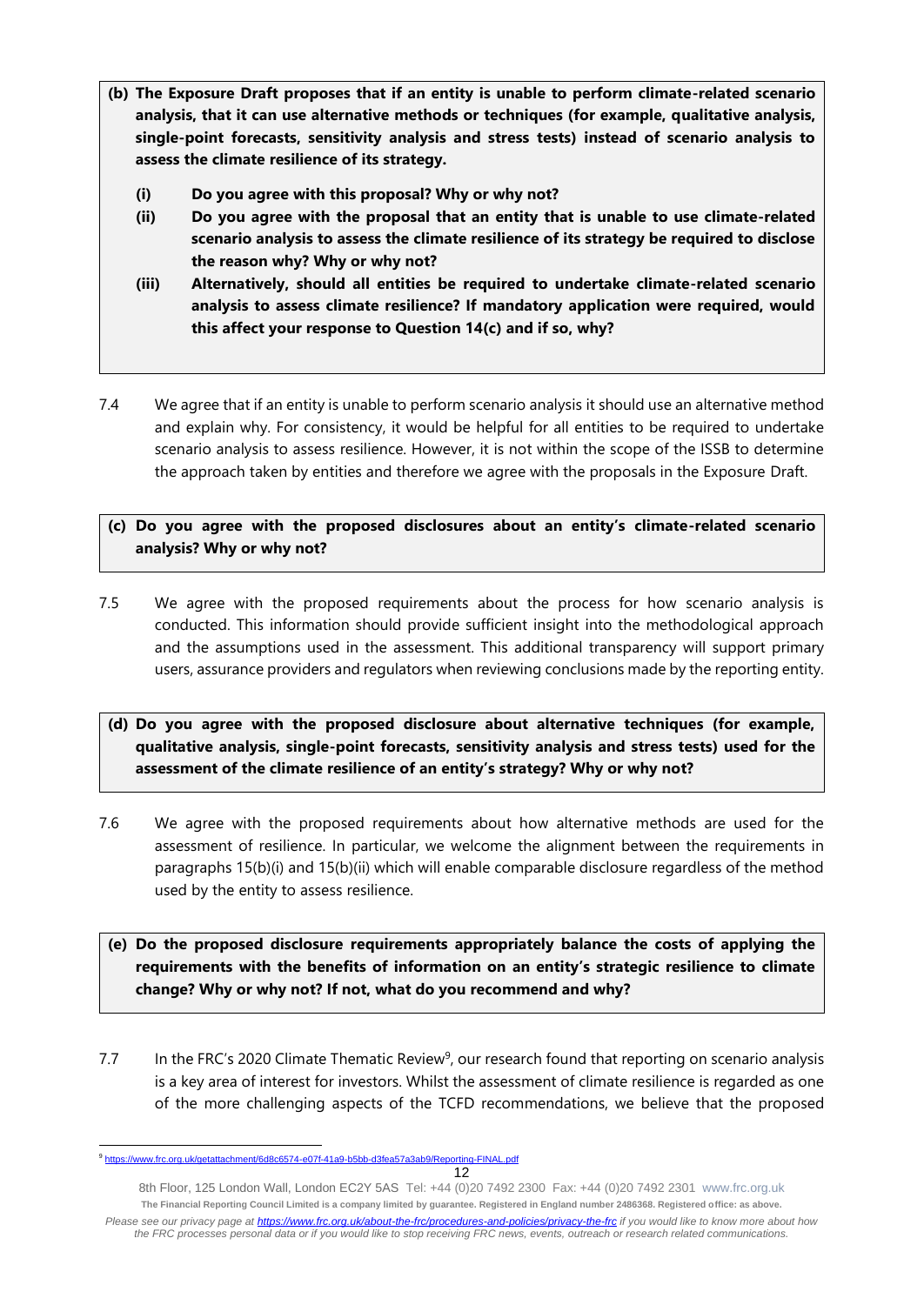**(b) The Exposure Draft proposes that if an entity is unable to perform climate-related scenario analysis, that it can use alternative methods or techniques (for example, qualitative analysis, single-point forecasts, sensitivity analysis and stress tests) instead of scenario analysis to assess the climate resilience of its strategy.**

- **(i) Do you agree with this proposal? Why or why not?**
- **(ii) Do you agree with the proposal that an entity that is unable to use climate-related scenario analysis to assess the climate resilience of its strategy be required to disclose the reason why? Why or why not?**
- **(iii) Alternatively, should all entities be required to undertake climate-related scenario analysis to assess climate resilience? If mandatory application were required, would this affect your response to Question 14(c) and if so, why?**

7.4 We agree that if an entity is unable to perform scenario analysis it should use an alternative method and explain why. For consistency, it would be helpful for all entities to be required to undertake scenario analysis to assess resilience. However, it is not within the scope of the ISSB to determine the approach taken by entities and therefore we agree with the proposals in the Exposure Draft.

**(c) Do you agree with the proposed disclosures about an entity's climate-related scenario analysis? Why or why not?**

7.5 We agree with the proposed requirements about the process for how scenario analysis is conducted. This information should provide sufficient insight into the methodological approach and the assumptions used in the assessment. This additional transparency will support primary users, assurance providers and regulators when reviewing conclusions made by the reporting entity.

**(d) Do you agree with the proposed disclosure about alternative techniques (for example, qualitative analysis, single-point forecasts, sensitivity analysis and stress tests) used for the assessment of the climate resilience of an entity's strategy? Why or why not?**

7.6 We agree with the proposed requirements about how alternative methods are used for the assessment of resilience. In particular, we welcome the alignment between the requirements in paragraphs 15(b)(i) and 15(b)(ii) which will enable comparable disclosure regardless of the method used by the entity to assess resilience.

**(e) Do the proposed disclosure requirements appropriately balance the costs of applying the requirements with the benefits of information on an entity's strategic resilience to climate change? Why or why not? If not, what do you recommend and why?**

7.7 In the FRC's 2020 Climate Thematic Review[9], our research found that reporting on scenario analysis is a key area of interest for investors. Whilst the assessment of climate resilience is regarded as one of the more challenging aspects of the TCFD recommendations, we believe that the proposed

[9] https://www.frc.org.uk/getattachment/6d8c6574-e07f-41a9-b5bb-d3fea57a3ab9/Reporting-FINAL.pdf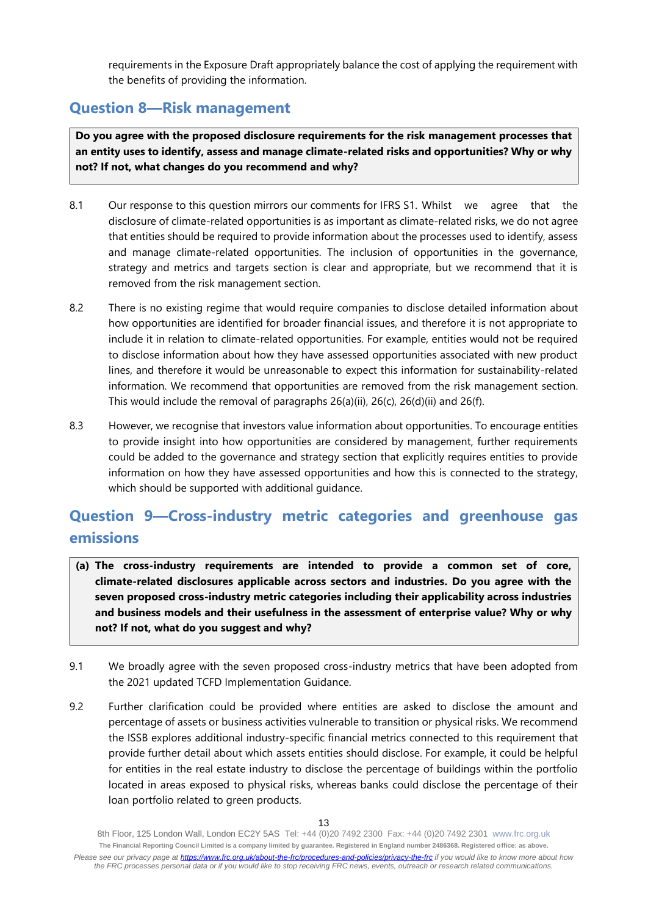requirements in the Exposure Draft appropriately balance the cost of applying the requirement with the benefits of providing the information.

## Question 8—Risk management

**Do you agree with the proposed disclosure requirements for the risk management processes that an entity uses to identify, assess and manage climate-related risks and opportunities? Why or why not? If not, what changes do you recommend and why?**

8.1 Our response to this question mirrors our comments for IFRS S1. Whilst we agree that the disclosure of climate-related opportunities is as important as climate-related risks, we do not agree that entities should be required to provide information about the processes used to identify, assess and manage climate-related opportunities. The inclusion of opportunities in the governance, strategy and metrics and targets section is clear and appropriate, but we recommend that it is removed from the risk management section.

8.2 There is no existing regime that would require companies to disclose detailed information about how opportunities are identified for broader financial issues, and therefore it is not appropriate to include it in relation to climate-related opportunities. For example, entities would not be required to disclose information about how they have assessed opportunities associated with new product lines, and therefore it would be unreasonable to expect this information for sustainability-related information. We recommend that opportunities are removed from the risk management section. This would include the removal of paragraphs 26(a)(ii), 26(c), 26(d)(ii) and 26(f).

8.3 However, we recognise that investors value information about opportunities. To encourage entities to provide insight into how opportunities are considered by management, further requirements could be added to the governance and strategy section that explicitly requires entities to provide information on how they have assessed opportunities and how this is connected to the strategy, which should be supported with additional guidance.

## Question 9—Cross-industry metric categories and greenhouse gas emissions

**(a) The cross-industry requirements are intended to provide a common set of core, climate-related disclosures applicable across sectors and industries. Do you agree with the seven proposed cross-industry metric categories including their applicability across industries and business models and their usefulness in the assessment of enterprise value? Why or why not? If not, what do you suggest and why?**

9.1 We broadly agree with the seven proposed cross-industry metrics that have been adopted from the 2021 updated TCFD Implementation Guidance.

9.2 Further clarification could be provided where entities are asked to disclose the amount and percentage of assets or business activities vulnerable to transition or physical risks. We recommend the ISSB explores additional industry-specific financial metrics connected to this requirement that provide further detail about which assets entities should disclose. For example, it could be helpful for entities in the real estate industry to disclose the percentage of buildings within the portfolio located in areas exposed to physical risks, whereas banks could disclose the percentage of their loan portfolio related to green products.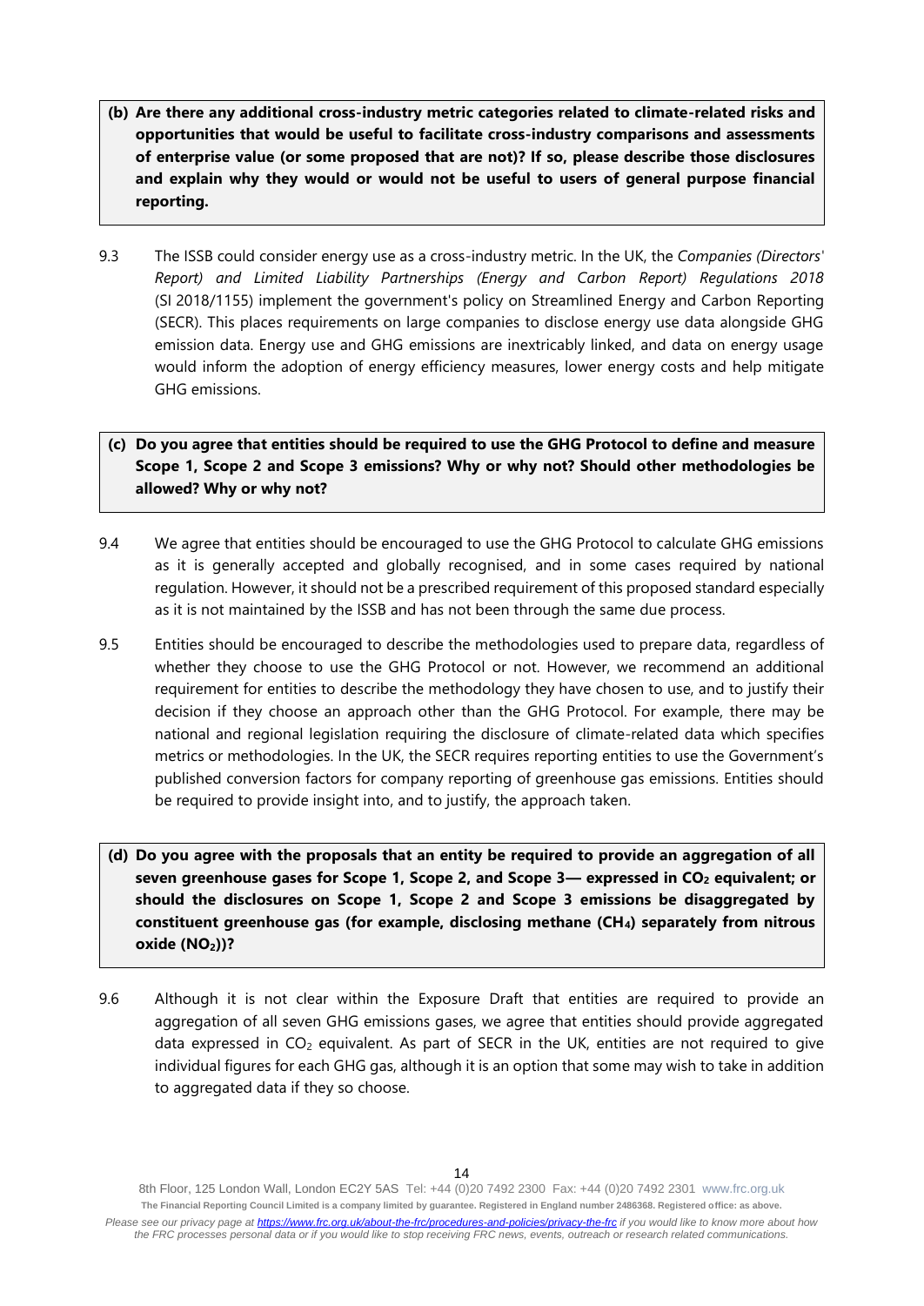**(b) Are there any additional cross-industry metric categories related to climate-related risks and opportunities that would be useful to facilitate cross-industry comparisons and assessments of enterprise value (or some proposed that are not)? If so, please describe those disclosures and explain why they would or would not be useful to users of general purpose financial reporting.**

9.3 The ISSB could consider energy use as a cross-industry metric. In the UK, the *Companies (Directors' Report) and Limited Liability Partnerships (Energy and Carbon Report) Regulations 2018* (SI 2018/1155) implement the government's policy on Streamlined Energy and Carbon Reporting (SECR). This places requirements on large companies to disclose energy use data alongside GHG emission data. Energy use and GHG emissions are inextricably linked, and data on energy usage would inform the adoption of energy efficiency measures, lower energy costs and help mitigate GHG emissions.

**(c) Do you agree that entities should be required to use the GHG Protocol to define and measure Scope 1, Scope 2 and Scope 3 emissions? Why or why not? Should other methodologies be allowed? Why or why not?**

9.4 We agree that entities should be encouraged to use the GHG Protocol to calculate GHG emissions as it is generally accepted and globally recognised, and in some cases required by national regulation. However, it should not be a prescribed requirement of this proposed standard especially as it is not maintained by the ISSB and has not been through the same due process.

9.5 Entities should be encouraged to describe the methodologies used to prepare data, regardless of whether they choose to use the GHG Protocol or not. However, we recommend an additional requirement for entities to describe the methodology they have chosen to use, and to justify their decision if they choose an approach other than the GHG Protocol. For example, there may be national and regional legislation requiring the disclosure of climate-related data which specifies metrics or methodologies. In the UK, the SECR requires reporting entities to use the Government's published conversion factors for company reporting of greenhouse gas emissions. Entities should be required to provide insight into, and to justify, the approach taken.

**(d) Do you agree with the proposals that an entity be required to provide an aggregation of all seven greenhouse gases for Scope 1, Scope 2, and Scope 3— expressed in $CO_2$ equivalent; or should the disclosures on Scope 1, Scope 2 and Scope 3 emissions be disaggregated by constituent greenhouse gas (for example, disclosing methane ($CH_4$) separately from nitrous oxide ($NO_2$))?**

9.6 Although it is not clear within the Exposure Draft that entities are required to provide an aggregation of all seven GHG emissions gases, we agree that entities should provide aggregated data expressed in $CO_2$ equivalent. As part of SECR in the UK, entities are not required to give individual figures for each GHG gas, although it is an option that some may wish to take in addition to aggregated data if they so choose.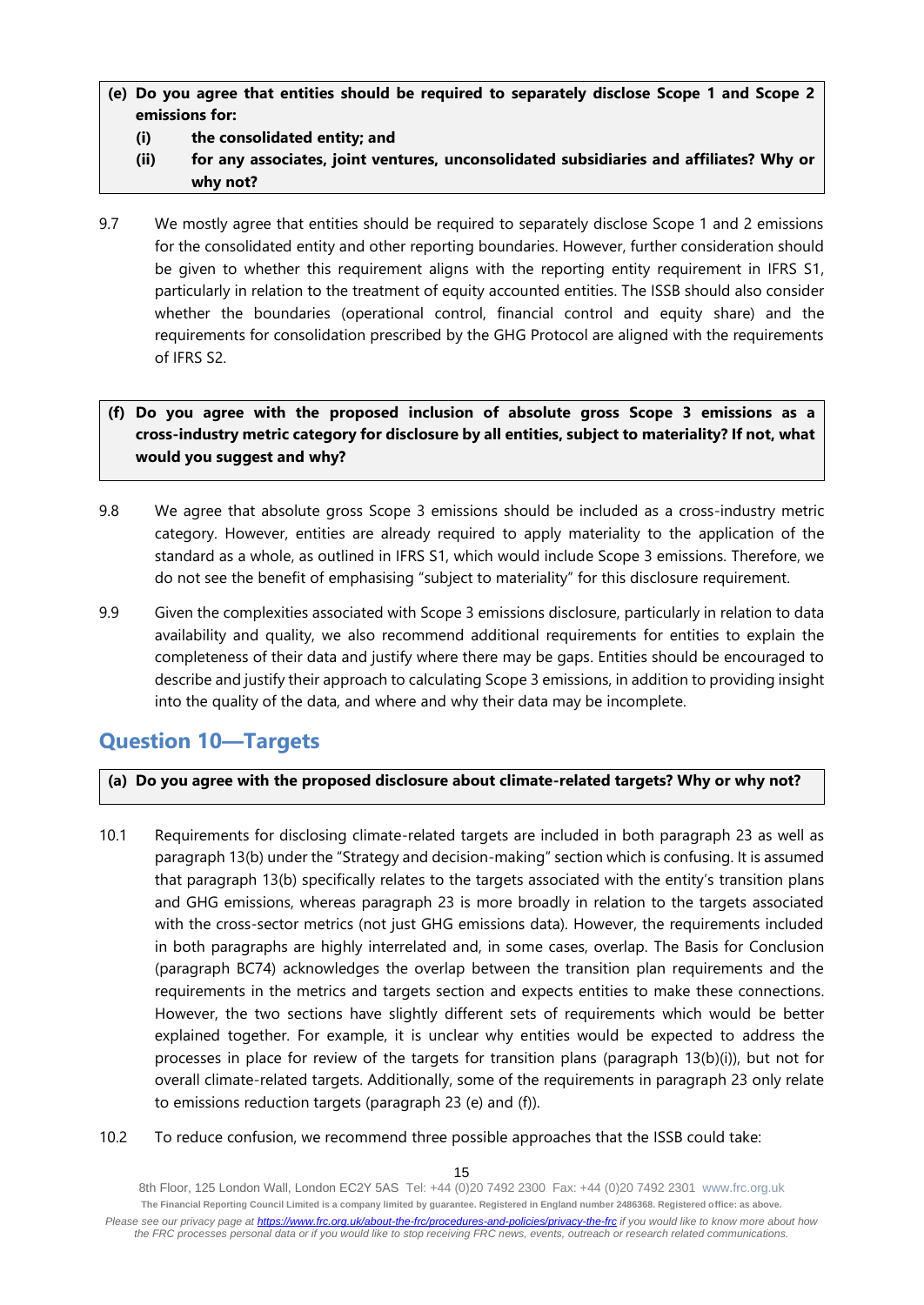**(e) Do you agree that entities should be required to separately disclose Scope 1 and Scope 2 emissions for:**

**(i) the consolidated entity; and**

**(ii) for any associates, joint ventures, unconsolidated subsidiaries and affiliates? Why or why not?**

9.7 We mostly agree that entities should be required to separately disclose Scope 1 and 2 emissions for the consolidated entity and other reporting boundaries. However, further consideration should be given to whether this requirement aligns with the reporting entity requirement in IFRS S1, particularly in relation to the treatment of equity accounted entities. The ISSB should also consider whether the boundaries (operational control, financial control and equity share) and the requirements for consolidation prescribed by the GHG Protocol are aligned with the requirements of IFRS S2.

**(f) Do you agree with the proposed inclusion of absolute gross Scope 3 emissions as a cross-industry metric category for disclosure by all entities, subject to materiality? If not, what would you suggest and why?**

9.8 We agree that absolute gross Scope 3 emissions should be included as a cross-industry metric category. However, entities are already required to apply materiality to the application of the standard as a whole, as outlined in IFRS S1, which would include Scope 3 emissions. Therefore, we do not see the benefit of emphasising "subject to materiality" for this disclosure requirement.

9.9 Given the complexities associated with Scope 3 emissions disclosure, particularly in relation to data availability and quality, we also recommend additional requirements for entities to explain the completeness of their data and justify where there may be gaps. Entities should be encouraged to describe and justify their approach to calculating Scope 3 emissions, in addition to providing insight into the quality of the data, and where and why their data may be incomplete.

## Question 10—Targets

**(a) Do you agree with the proposed disclosure about climate-related targets? Why or why not?**

10.1 Requirements for disclosing climate-related targets are included in both paragraph 23 as well as paragraph 13(b) under the "Strategy and decision-making" section which is confusing. It is assumed that paragraph 13(b) specifically relates to the targets associated with the entity's transition plans and GHG emissions, whereas paragraph 23 is more broadly in relation to the targets associated with the cross-sector metrics (not just GHG emissions data). However, the requirements included in both paragraphs are highly interrelated and, in some cases, overlap. The Basis for Conclusion (paragraph BC74) acknowledges the overlap between the transition plan requirements and the requirements in the metrics and targets section and expects entities to make these connections. However, the two sections have slightly different sets of requirements which would be better explained together. For example, it is unclear why entities would be expected to address the processes in place for review of the targets for transition plans (paragraph 13(b)(i)), but not for overall climate-related targets. Additionally, some of the requirements in paragraph 23 only relate to emissions reduction targets (paragraph 23 (e) and (f)).

10.2 To reduce confusion, we recommend three possible approaches that the ISSB could take: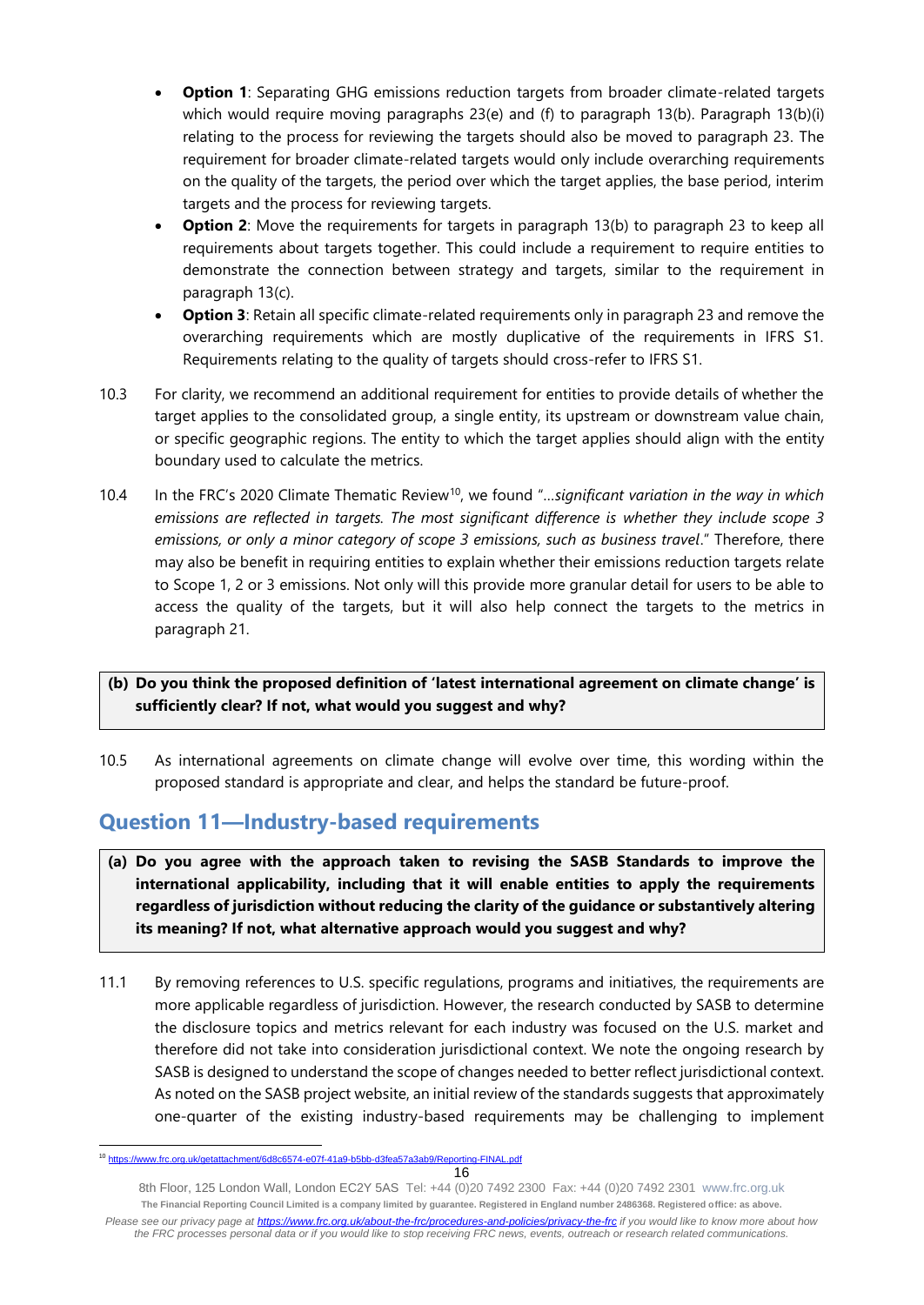- **Option 1**: Separating GHG emissions reduction targets from broader climate-related targets which would require moving paragraphs 23(e) and (f) to paragraph 13(b). Paragraph 13(b)(i) relating to the process for reviewing the targets should also be moved to paragraph 23. The requirement for broader climate-related targets would only include overarching requirements on the quality of the targets, the period over which the target applies, the base period, interim targets and the process for reviewing targets.
- **Option 2**: Move the requirements for targets in paragraph 13(b) to paragraph 23 to keep all requirements about targets together. This could include a requirement to require entities to demonstrate the connection between strategy and targets, similar to the requirement in paragraph 13(c).
- **Option 3**: Retain all specific climate-related requirements only in paragraph 23 and remove the overarching requirements which are mostly duplicative of the requirements in IFRS S1. Requirements relating to the quality of targets should cross-refer to IFRS S1.

10.3 For clarity, we recommend an additional requirement for entities to provide details of whether the target applies to the consolidated group, a single entity, its upstream or downstream value chain, or specific geographic regions. The entity to which the target applies should align with the entity boundary used to calculate the metrics.

10.4 In the FRC's 2020 Climate Thematic Review[10], we found "…*significant variation in the way in which emissions are reflected in targets. The most significant difference is whether they include scope 3 emissions, or only a minor category of scope 3 emissions, such as business travel*." Therefore, there may also be benefit in requiring entities to explain whether their emissions reduction targets relate to Scope 1, 2 or 3 emissions. Not only will this provide more granular detail for users to be able to access the quality of the targets, but it will also help connect the targets to the metrics in paragraph 21.

**(b) Do you think the proposed definition of 'latest international agreement on climate change' is sufficiently clear? If not, what would you suggest and why?**

10.5 As international agreements on climate change will evolve over time, this wording within the proposed standard is appropriate and clear, and helps the standard be future-proof.

## Question 11—Industry-based requirements

**(a) Do you agree with the approach taken to revising the SASB Standards to improve the international applicability, including that it will enable entities to apply the requirements regardless of jurisdiction without reducing the clarity of the guidance or substantively altering its meaning? If not, what alternative approach would you suggest and why?**

11.1 By removing references to U.S. specific regulations, programs and initiatives, the requirements are more applicable regardless of jurisdiction. However, the research conducted by SASB to determine the disclosure topics and metrics relevant for each industry was focused on the U.S. market and therefore did not take into consideration jurisdictional context. We note the ongoing research by SASB is designed to understand the scope of changes needed to better reflect jurisdictional context. As noted on the SASB project website, an initial review of the standards suggests that approximately one-quarter of the existing industry-based requirements may be challenging to implement

[10] https://www.frc.org.uk/getattachment/6d8c6574-e07f-41a9-b5bb-d3fea57a3ab9/Reporting-FINAL.pdf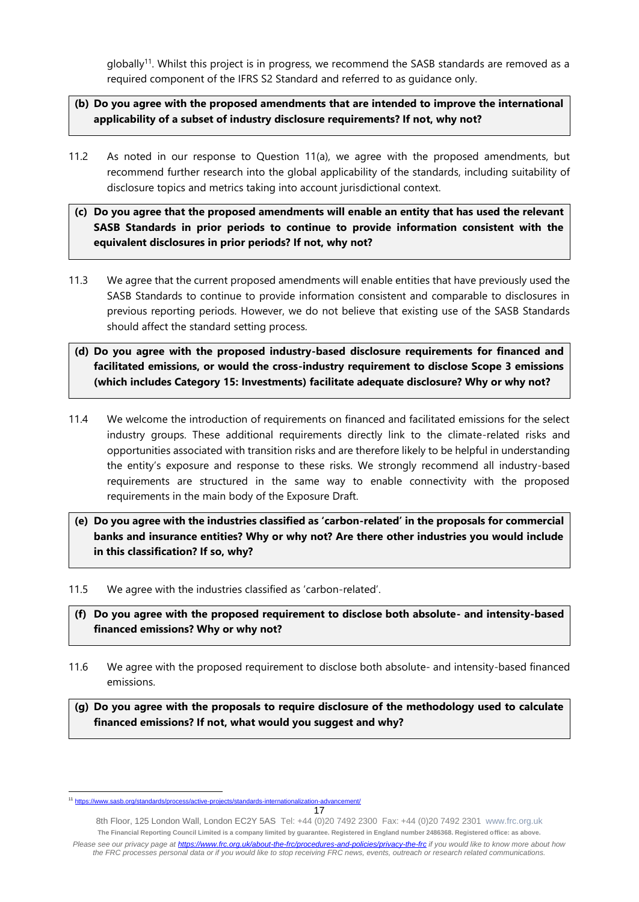globally[11]. Whilst this project is in progress, we recommend the SASB standards are removed as a required component of the IFRS S2 Standard and referred to as guidance only.

**(b) Do you agree with the proposed amendments that are intended to improve the international applicability of a subset of industry disclosure requirements? If not, why not?**

11.2 As noted in our response to Question 11(a), we agree with the proposed amendments, but recommend further research into the global applicability of the standards, including suitability of disclosure topics and metrics taking into account jurisdictional context.

**(c) Do you agree that the proposed amendments will enable an entity that has used the relevant SASB Standards in prior periods to continue to provide information consistent with the equivalent disclosures in prior periods? If not, why not?**

11.3 We agree that the current proposed amendments will enable entities that have previously used the SASB Standards to continue to provide information consistent and comparable to disclosures in previous reporting periods. However, we do not believe that existing use of the SASB Standards should affect the standard setting process.

**(d) Do you agree with the proposed industry-based disclosure requirements for financed and facilitated emissions, or would the cross-industry requirement to disclose Scope 3 emissions (which includes Category 15: Investments) facilitate adequate disclosure? Why or why not?**

11.4 We welcome the introduction of requirements on financed and facilitated emissions for the select industry groups. These additional requirements directly link to the climate-related risks and opportunities associated with transition risks and are therefore likely to be helpful in understanding the entity's exposure and response to these risks. We strongly recommend all industry-based requirements are structured in the same way to enable connectivity with the proposed requirements in the main body of the Exposure Draft.

**(e) Do you agree with the industries classified as 'carbon-related' in the proposals for commercial banks and insurance entities? Why or why not? Are there other industries you would include in this classification? If so, why?**

11.5 We agree with the industries classified as 'carbon-related'.

**(f) Do you agree with the proposed requirement to disclose both absolute- and intensity-based financed emissions? Why or why not?**

11.6 We agree with the proposed requirement to disclose both absolute- and intensity-based financed emissions.

**(g) Do you agree with the proposals to require disclosure of the methodology used to calculate financed emissions? If not, what would you suggest and why?**

[11] https://www.sasb.org/standards/process/active-projects/standards-internationalization-advancement/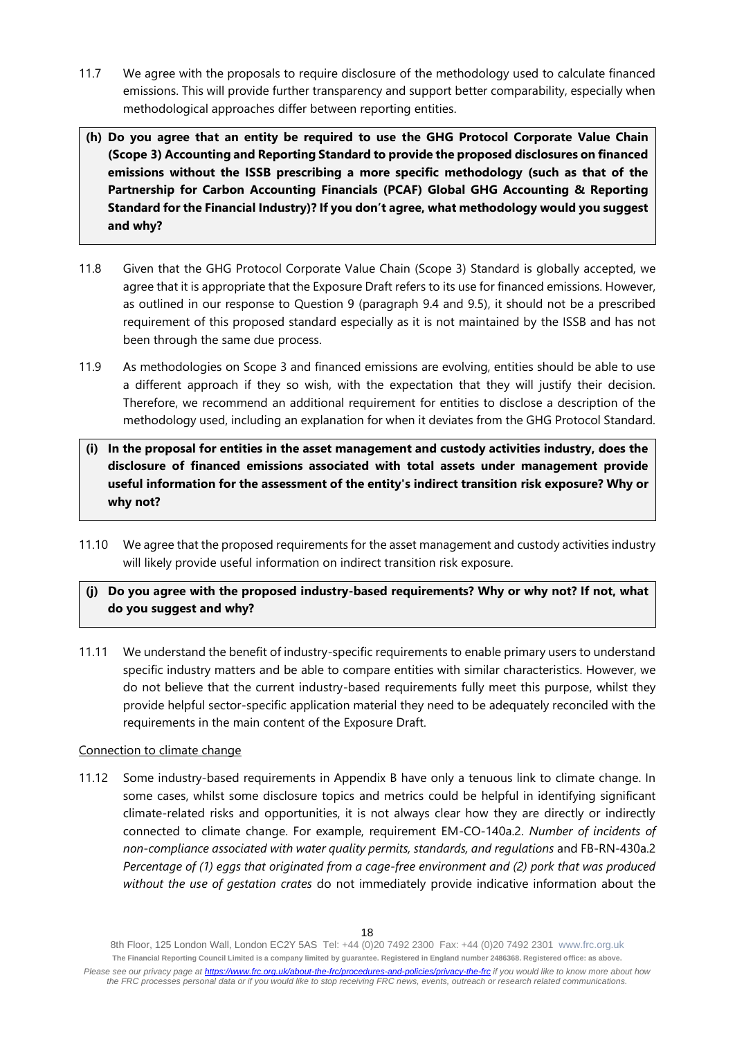11.7 We agree with the proposals to require disclosure of the methodology used to calculate financed emissions. This will provide further transparency and support better comparability, especially when methodological approaches differ between reporting entities.

**(h) Do you agree that an entity be required to use the GHG Protocol Corporate Value Chain (Scope 3) Accounting and Reporting Standard to provide the proposed disclosures on financed emissions without the ISSB prescribing a more specific methodology (such as that of the Partnership for Carbon Accounting Financials (PCAF) Global GHG Accounting & Reporting Standard for the Financial Industry)? If you don't agree, what methodology would you suggest and why?**

11.8 Given that the GHG Protocol Corporate Value Chain (Scope 3) Standard is globally accepted, we agree that it is appropriate that the Exposure Draft refers to its use for financed emissions. However, as outlined in our response to Question 9 (paragraph 9.4 and 9.5), it should not be a prescribed requirement of this proposed standard especially as it is not maintained by the ISSB and has not been through the same due process.

11.9 As methodologies on Scope 3 and financed emissions are evolving, entities should be able to use a different approach if they so wish, with the expectation that they will justify their decision. Therefore, we recommend an additional requirement for entities to disclose a description of the methodology used, including an explanation for when it deviates from the GHG Protocol Standard.

**(i) In the proposal for entities in the asset management and custody activities industry, does the disclosure of financed emissions associated with total assets under management provide useful information for the assessment of the entity's indirect transition risk exposure? Why or why not?**

11.10 We agree that the proposed requirements for the asset management and custody activities industry will likely provide useful information on indirect transition risk exposure.

**(j) Do you agree with the proposed industry-based requirements? Why or why not? If not, what do you suggest and why?**

11.11 We understand the benefit of industry-specific requirements to enable primary users to understand specific industry matters and be able to compare entities with similar characteristics. However, we do not believe that the current industry-based requirements fully meet this purpose, whilst they provide helpful sector-specific application material they need to be adequately reconciled with the requirements in the main content of the Exposure Draft.

<u>Connection to climate change</u>

11.12 Some industry-based requirements in Appendix B have only a tenuous link to climate change. In some cases, whilst some disclosure topics and metrics could be helpful in identifying significant climate-related risks and opportunities, it is not always clear how they are directly or indirectly connected to climate change. For example, requirement EM-CO-140a.2. *Number of incidents of non-compliance associated with water quality permits, standards, and regulations* and FB-RN-430a.2 *Percentage of (1) eggs that originated from a cage-free environment and (2) pork that was produced without the use of gestation crates* do not immediately provide indicative information about the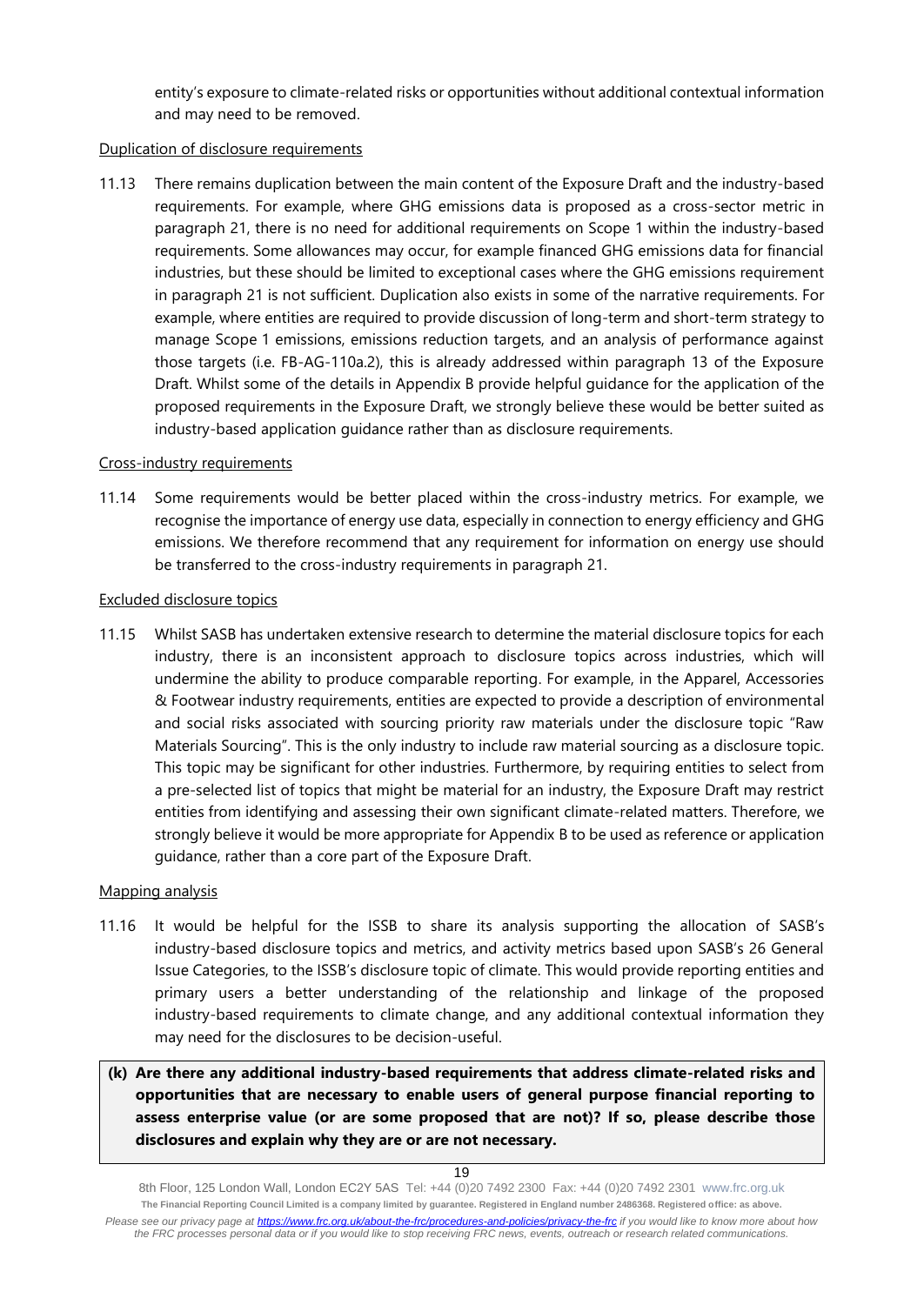entity's exposure to climate-related risks or opportunities without additional contextual information and may need to be removed.

Duplication of disclosure requirements

11.13 There remains duplication between the main content of the Exposure Draft and the industry-based requirements. For example, where GHG emissions data is proposed as a cross-sector metric in paragraph 21, there is no need for additional requirements on Scope 1 within the industry-based requirements. Some allowances may occur, for example financed GHG emissions data for financial industries, but these should be limited to exceptional cases where the GHG emissions requirement in paragraph 21 is not sufficient. Duplication also exists in some of the narrative requirements. For example, where entities are required to provide discussion of long-term and short-term strategy to manage Scope 1 emissions, emissions reduction targets, and an analysis of performance against those targets (i.e. FB-AG-110a.2), this is already addressed within paragraph 13 of the Exposure Draft. Whilst some of the details in Appendix B provide helpful guidance for the application of the proposed requirements in the Exposure Draft, we strongly believe these would be better suited as industry-based application guidance rather than as disclosure requirements.

Cross-industry requirements

11.14 Some requirements would be better placed within the cross-industry metrics. For example, we recognise the importance of energy use data, especially in connection to energy efficiency and GHG emissions. We therefore recommend that any requirement for information on energy use should be transferred to the cross-industry requirements in paragraph 21.

Excluded disclosure topics

11.15 Whilst SASB has undertaken extensive research to determine the material disclosure topics for each industry, there is an inconsistent approach to disclosure topics across industries, which will undermine the ability to produce comparable reporting. For example, in the Apparel, Accessories & Footwear industry requirements, entities are expected to provide a description of environmental and social risks associated with sourcing priority raw materials under the disclosure topic "Raw Materials Sourcing". This is the only industry to include raw material sourcing as a disclosure topic. This topic may be significant for other industries. Furthermore, by requiring entities to select from a pre-selected list of topics that might be material for an industry, the Exposure Draft may restrict entities from identifying and assessing their own significant climate-related matters. Therefore, we strongly believe it would be more appropriate for Appendix B to be used as reference or application guidance, rather than a core part of the Exposure Draft.

Mapping analysis

11.16 It would be helpful for the ISSB to share its analysis supporting the allocation of SASB's industry-based disclosure topics and metrics, and activity metrics based upon SASB's 26 General Issue Categories, to the ISSB's disclosure topic of climate. This would provide reporting entities and primary users a better understanding of the relationship and linkage of the proposed industry-based requirements to climate change, and any additional contextual information they may need for the disclosures to be decision-useful.

**(k) Are there any additional industry-based requirements that address climate-related risks and opportunities that are necessary to enable users of general purpose financial reporting to assess enterprise value (or are some proposed that are not)? If so, please describe those disclosures and explain why they are or are not necessary.**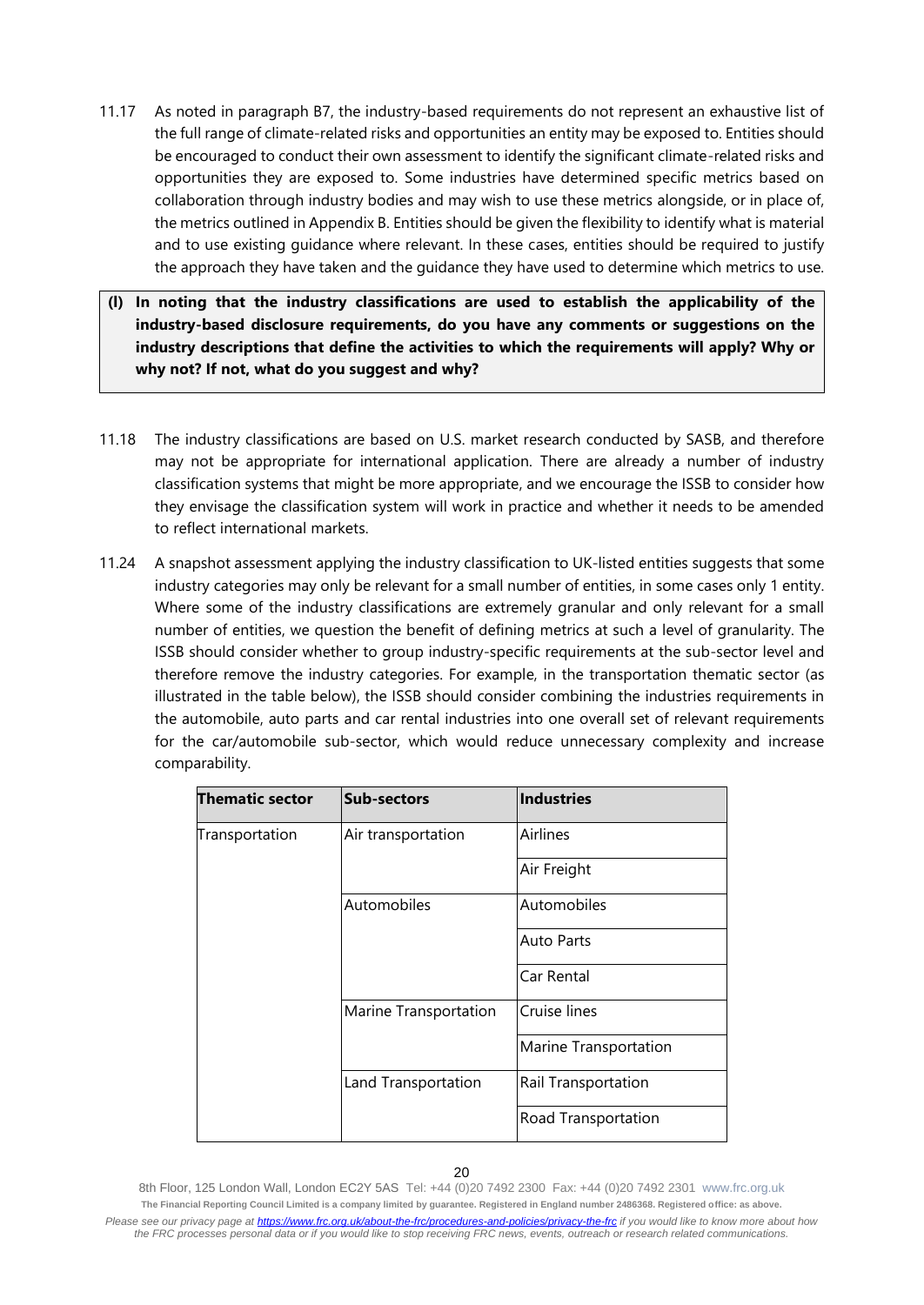11.17 As noted in paragraph B7, the industry-based requirements do not represent an exhaustive list of the full range of climate-related risks and opportunities an entity may be exposed to. Entities should be encouraged to conduct their own assessment to identify the significant climate-related risks and opportunities they are exposed to. Some industries have determined specific metrics based on collaboration through industry bodies and may wish to use these metrics alongside, or in place of, the metrics outlined in Appendix B. Entities should be given the flexibility to identify what is material and to use existing guidance where relevant. In these cases, entities should be required to justify the approach they have taken and the guidance they have used to determine which metrics to use.

**(l) In noting that the industry classifications are used to establish the applicability of the industry-based disclosure requirements, do you have any comments or suggestions on the industry descriptions that define the activities to which the requirements will apply? Why or why not? If not, what do you suggest and why?**

11.18 The industry classifications are based on U.S. market research conducted by SASB, and therefore may not be appropriate for international application. There are already a number of industry classification systems that might be more appropriate, and we encourage the ISSB to consider how they envisage the classification system will work in practice and whether it needs to be amended to reflect international markets.

11.24 A snapshot assessment applying the industry classification to UK-listed entities suggests that some industry categories may only be relevant for a small number of entities, in some cases only 1 entity. Where some of the industry classifications are extremely granular and only relevant for a small number of entities, we question the benefit of defining metrics at such a level of granularity. The ISSB should consider whether to group industry-specific requirements at the sub-sector level and therefore remove the industry categories. For example, in the transportation thematic sector (as illustrated in the table below), the ISSB should consider combining the industries requirements in the automobile, auto parts and car rental industries into one overall set of relevant requirements for the car/automobile sub-sector, which would reduce unnecessary complexity and increase comparability.

| Thematic sector | Sub-sectors | Industries |
|---|---|---|
| Transportation | Air transportation | Airlines |
| | | Air Freight |
| | Automobiles | Automobiles |
| | | Auto Parts |
| | | Car Rental |
| | Marine Transportation | Cruise lines |
| | | Marine Transportation |
| | Land Transportation | Rail Transportation |
| | | Road Transportation |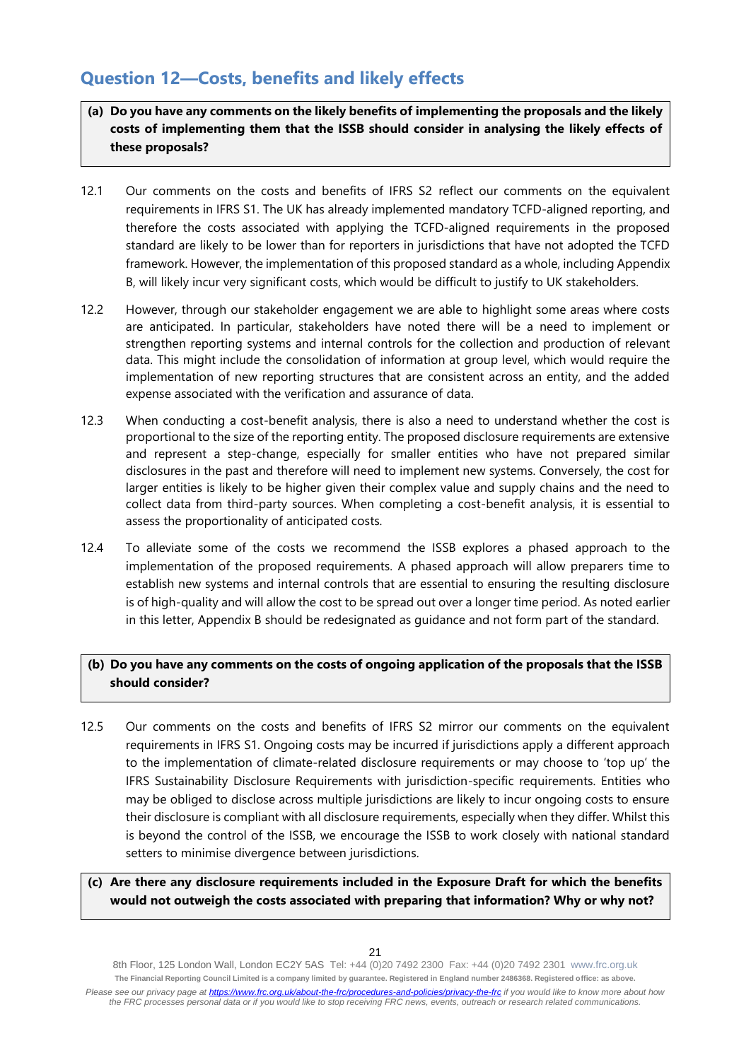## Question 12—Costs, benefits and likely effects

**(a) Do you have any comments on the likely benefits of implementing the proposals and the likely costs of implementing them that the ISSB should consider in analysing the likely effects of these proposals?**

12.1 Our comments on the costs and benefits of IFRS S2 reflect our comments on the equivalent requirements in IFRS S1. The UK has already implemented mandatory TCFD-aligned reporting, and therefore the costs associated with applying the TCFD-aligned requirements in the proposed standard are likely to be lower than for reporters in jurisdictions that have not adopted the TCFD framework. However, the implementation of this proposed standard as a whole, including Appendix B, will likely incur very significant costs, which would be difficult to justify to UK stakeholders.

12.2 However, through our stakeholder engagement we are able to highlight some areas where costs are anticipated. In particular, stakeholders have noted there will be a need to implement or strengthen reporting systems and internal controls for the collection and production of relevant data. This might include the consolidation of information at group level, which would require the implementation of new reporting structures that are consistent across an entity, and the added expense associated with the verification and assurance of data.

12.3 When conducting a cost-benefit analysis, there is also a need to understand whether the cost is proportional to the size of the reporting entity. The proposed disclosure requirements are extensive and represent a step-change, especially for smaller entities who have not prepared similar disclosures in the past and therefore will need to implement new systems. Conversely, the cost for larger entities is likely to be higher given their complex value and supply chains and the need to collect data from third-party sources. When completing a cost-benefit analysis, it is essential to assess the proportionality of anticipated costs.

12.4 To alleviate some of the costs we recommend the ISSB explores a phased approach to the implementation of the proposed requirements. A phased approach will allow preparers time to establish new systems and internal controls that are essential to ensuring the resulting disclosure is of high-quality and will allow the cost to be spread out over a longer time period. As noted earlier in this letter, Appendix B should be redesignated as guidance and not form part of the standard.

**(b) Do you have any comments on the costs of ongoing application of the proposals that the ISSB should consider?**

12.5 Our comments on the costs and benefits of IFRS S2 mirror our comments on the equivalent requirements in IFRS S1. Ongoing costs may be incurred if jurisdictions apply a different approach to the implementation of climate-related disclosure requirements or may choose to 'top up' the IFRS Sustainability Disclosure Requirements with jurisdiction-specific requirements. Entities who may be obliged to disclose across multiple jurisdictions are likely to incur ongoing costs to ensure their disclosure is compliant with all disclosure requirements, especially when they differ. Whilst this is beyond the control of the ISSB, we encourage the ISSB to work closely with national standard setters to minimise divergence between jurisdictions.

**(c) Are there any disclosure requirements included in the Exposure Draft for which the benefits would not outweigh the costs associated with preparing that information? Why or why not?**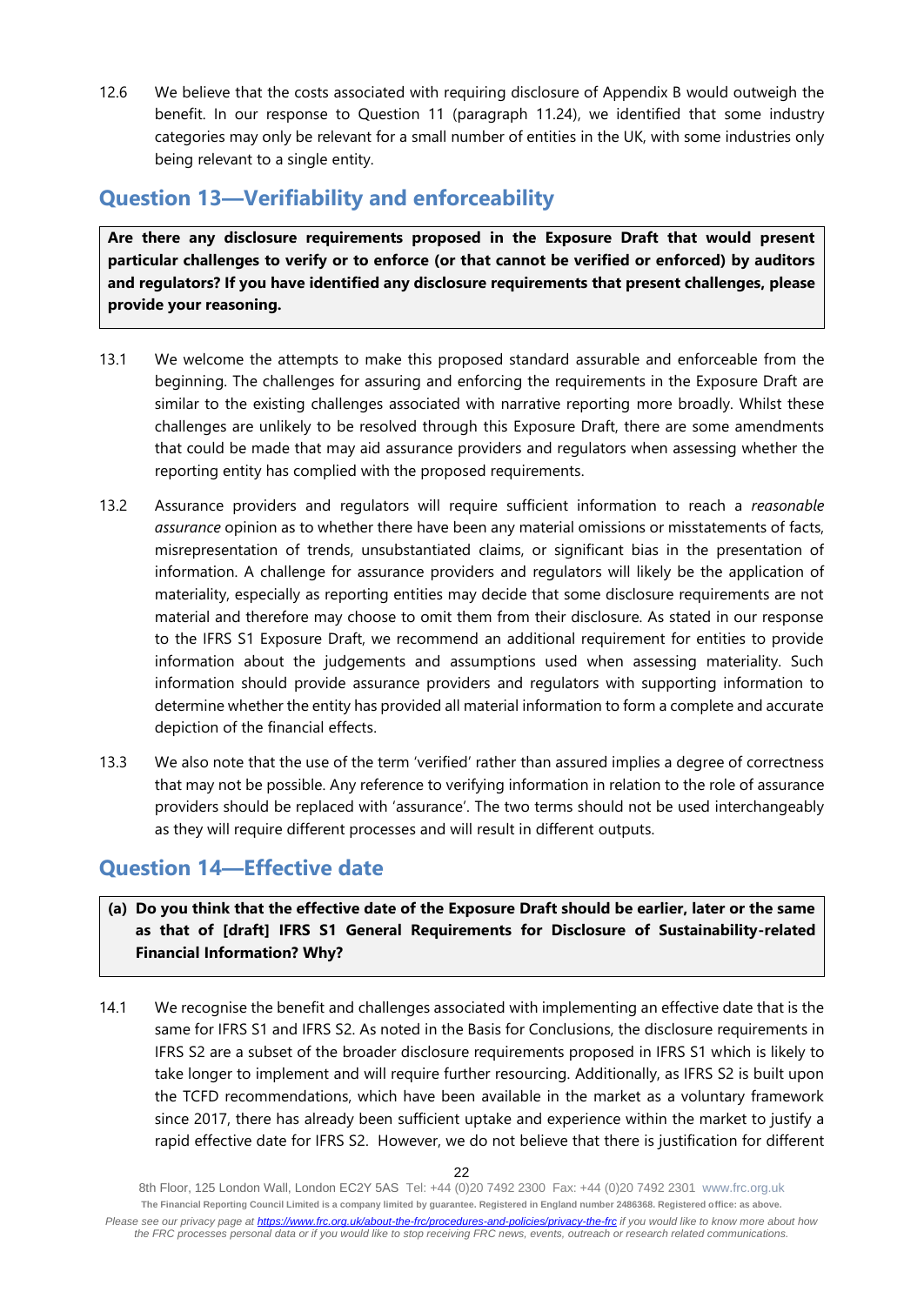12.6 We believe that the costs associated with requiring disclosure of Appendix B would outweigh the benefit. In our response to Question 11 (paragraph 11.24), we identified that some industry categories may only be relevant for a small number of entities in the UK, with some industries only being relevant to a single entity.

## Question 13—Verifiability and enforceability

**Are there any disclosure requirements proposed in the Exposure Draft that would present particular challenges to verify or to enforce (or that cannot be verified or enforced) by auditors and regulators? If you have identified any disclosure requirements that present challenges, please provide your reasoning.**

13.1 We welcome the attempts to make this proposed standard assurable and enforceable from the beginning. The challenges for assuring and enforcing the requirements in the Exposure Draft are similar to the existing challenges associated with narrative reporting more broadly. Whilst these challenges are unlikely to be resolved through this Exposure Draft, there are some amendments that could be made that may aid assurance providers and regulators when assessing whether the reporting entity has complied with the proposed requirements.

13.2 Assurance providers and regulators will require sufficient information to reach a *reasonable assurance* opinion as to whether there have been any material omissions or misstatements of facts, misrepresentation of trends, unsubstantiated claims, or significant bias in the presentation of information. A challenge for assurance providers and regulators will likely be the application of materiality, especially as reporting entities may decide that some disclosure requirements are not material and therefore may choose to omit them from their disclosure. As stated in our response to the IFRS S1 Exposure Draft, we recommend an additional requirement for entities to provide information about the judgements and assumptions used when assessing materiality. Such information should provide assurance providers and regulators with supporting information to determine whether the entity has provided all material information to form a complete and accurate depiction of the financial effects.

13.3 We also note that the use of the term 'verified' rather than assured implies a degree of correctness that may not be possible. Any reference to verifying information in relation to the role of assurance providers should be replaced with 'assurance'. The two terms should not be used interchangeably as they will require different processes and will result in different outputs.

## Question 14—Effective date

**(a) Do you think that the effective date of the Exposure Draft should be earlier, later or the same as that of [draft] IFRS S1 General Requirements for Disclosure of Sustainability-related Financial Information? Why?**

14.1 We recognise the benefit and challenges associated with implementing an effective date that is the same for IFRS S1 and IFRS S2. As noted in the Basis for Conclusions, the disclosure requirements in IFRS S2 are a subset of the broader disclosure requirements proposed in IFRS S1 which is likely to take longer to implement and will require further resourcing. Additionally, as IFRS S2 is built upon the TCFD recommendations, which have been available in the market as a voluntary framework since 2017, there has already been sufficient uptake and experience within the market to justify a rapid effective date for IFRS S2. However, we do not believe that there is justification for different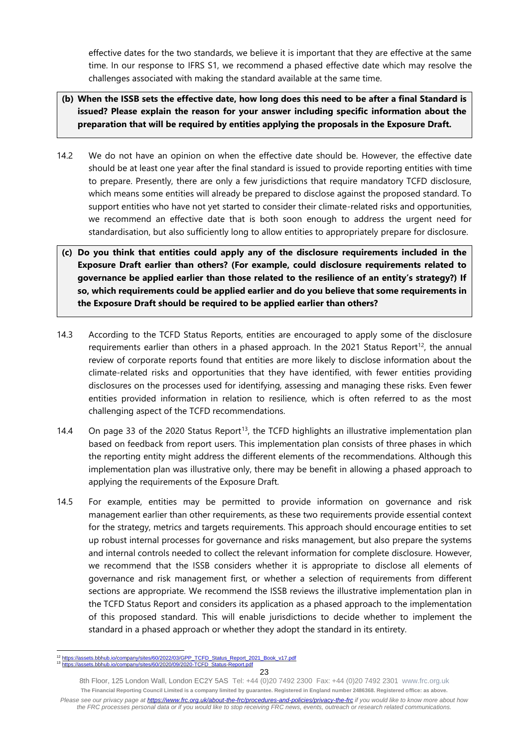effective dates for the two standards, we believe it is important that they are effective at the same time. In our response to IFRS S1, we recommend a phased effective date which may resolve the challenges associated with making the standard available at the same time.

**(b) When the ISSB sets the effective date, how long does this need to be after a final Standard is issued? Please explain the reason for your answer including specific information about the preparation that will be required by entities applying the proposals in the Exposure Draft.**

14.2 We do not have an opinion on when the effective date should be. However, the effective date should be at least one year after the final standard is issued to provide reporting entities with time to prepare. Presently, there are only a few jurisdictions that require mandatory TCFD disclosure, which means some entities will already be prepared to disclose against the proposed standard. To support entities who have not yet started to consider their climate-related risks and opportunities, we recommend an effective date that is both soon enough to address the urgent need for standardisation, but also sufficiently long to allow entities to appropriately prepare for disclosure.

**(c) Do you think that entities could apply any of the disclosure requirements included in the Exposure Draft earlier than others? (For example, could disclosure requirements related to governance be applied earlier than those related to the resilience of an entity's strategy?) If so, which requirements could be applied earlier and do you believe that some requirements in the Exposure Draft should be required to be applied earlier than others?**

14.3 According to the TCFD Status Reports, entities are encouraged to apply some of the disclosure requirements earlier than others in a phased approach. In the 2021 Status Report[12], the annual review of corporate reports found that entities are more likely to disclose information about the climate-related risks and opportunities that they have identified, with fewer entities providing disclosures on the processes used for identifying, assessing and managing these risks. Even fewer entities provided information in relation to resilience, which is often referred to as the most challenging aspect of the TCFD recommendations.

14.4 On page 33 of the 2020 Status Report[13], the TCFD highlights an illustrative implementation plan based on feedback from report users. This implementation plan consists of three phases in which the reporting entity might address the different elements of the recommendations. Although this implementation plan was illustrative only, there may be benefit in allowing a phased approach to applying the requirements of the Exposure Draft.

14.5 For example, entities may be permitted to provide information on governance and risk management earlier than other requirements, as these two requirements provide essential context for the strategy, metrics and targets requirements. This approach should encourage entities to set up robust internal processes for governance and risks management, but also prepare the systems and internal controls needed to collect the relevant information for complete disclosure. However, we recommend that the ISSB considers whether it is appropriate to disclose all elements of governance and risk management first, or whether a selection of requirements from different sections are appropriate. We recommend the ISSB reviews the illustrative implementation plan in the TCFD Status Report and considers its application as a phased approach to the implementation of this proposed standard. This will enable jurisdictions to decide whether to implement the standard in a phased approach or whether they adopt the standard in its entirety.

[12] https://assets.bbhub.io/company/sites/60/2022/03/GPP_TCFD_Status_Report_2021_Book_v17.pdf
[13] https://assets.bbhub.io/company/sites/60/2020/09/2020-TCFD_Status-Report.pdf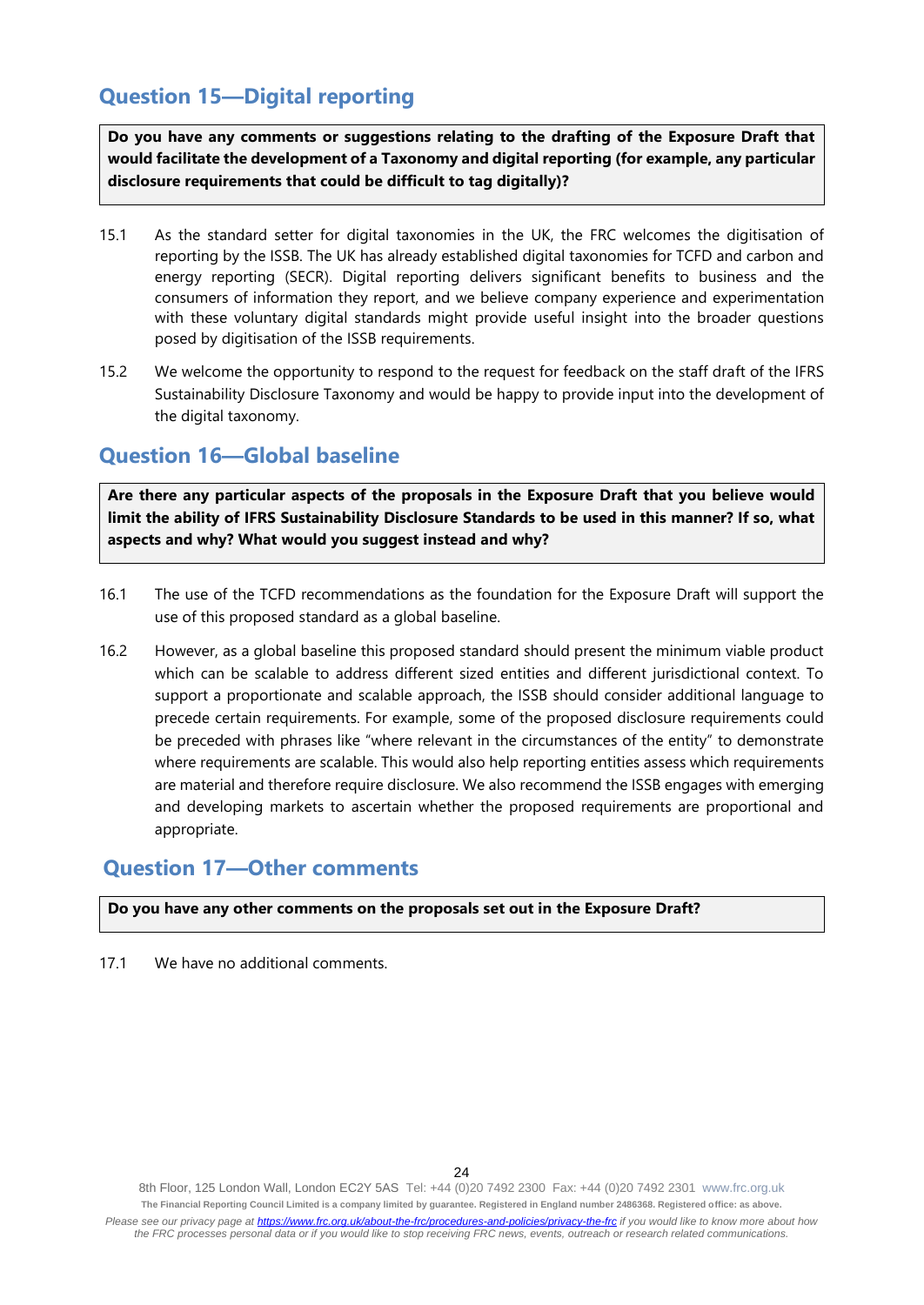## Question 15—Digital reporting

**Do you have any comments or suggestions relating to the drafting of the Exposure Draft that would facilitate the development of a Taxonomy and digital reporting (for example, any particular disclosure requirements that could be difficult to tag digitally)?**

15.1 As the standard setter for digital taxonomies in the UK, the FRC welcomes the digitisation of reporting by the ISSB. The UK has already established digital taxonomies for TCFD and carbon and energy reporting (SECR). Digital reporting delivers significant benefits to business and the consumers of information they report, and we believe company experience and experimentation with these voluntary digital standards might provide useful insight into the broader questions posed by digitisation of the ISSB requirements.

15.2 We welcome the opportunity to respond to the request for feedback on the staff draft of the IFRS Sustainability Disclosure Taxonomy and would be happy to provide input into the development of the digital taxonomy.

## Question 16—Global baseline

**Are there any particular aspects of the proposals in the Exposure Draft that you believe would limit the ability of IFRS Sustainability Disclosure Standards to be used in this manner? If so, what aspects and why? What would you suggest instead and why?**

16.1 The use of the TCFD recommendations as the foundation for the Exposure Draft will support the use of this proposed standard as a global baseline.

16.2 However, as a global baseline this proposed standard should present the minimum viable product which can be scalable to address different sized entities and different jurisdictional context. To support a proportionate and scalable approach, the ISSB should consider additional language to precede certain requirements. For example, some of the proposed disclosure requirements could be preceded with phrases like "where relevant in the circumstances of the entity" to demonstrate where requirements are scalable. This would also help reporting entities assess which requirements are material and therefore require disclosure. We also recommend the ISSB engages with emerging and developing markets to ascertain whether the proposed requirements are proportional and appropriate.

## Question 17—Other comments

**Do you have any other comments on the proposals set out in the Exposure Draft?**

17.1 We have no additional comments.